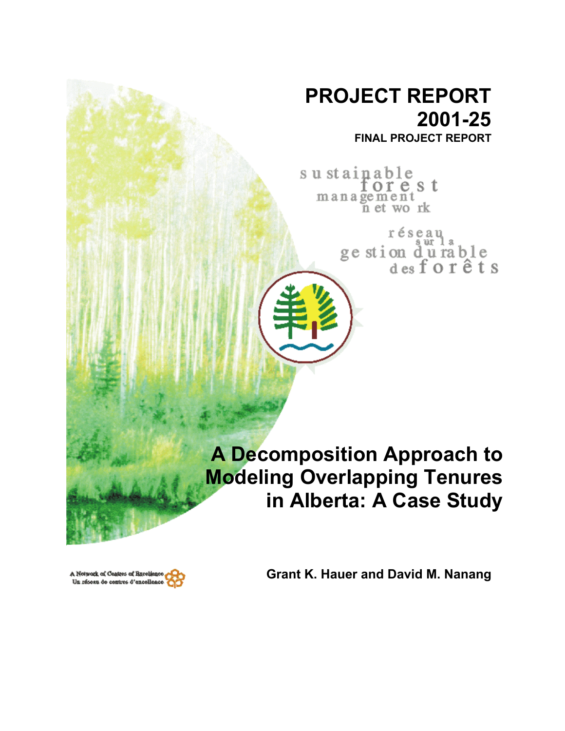# PROJECT REPORT 2001-25

**FINAL PROJECT REPORT**

sustainable forest management network

réseau sur la gestion durable des forêts

# A Decomposition Approach to Modeling Overlapping Tenures in Alberta: A Case Study

**Grant K. Hauer and David M. Nanang**

A Network of Centres of Excellence
Un réseau de centres d'excellence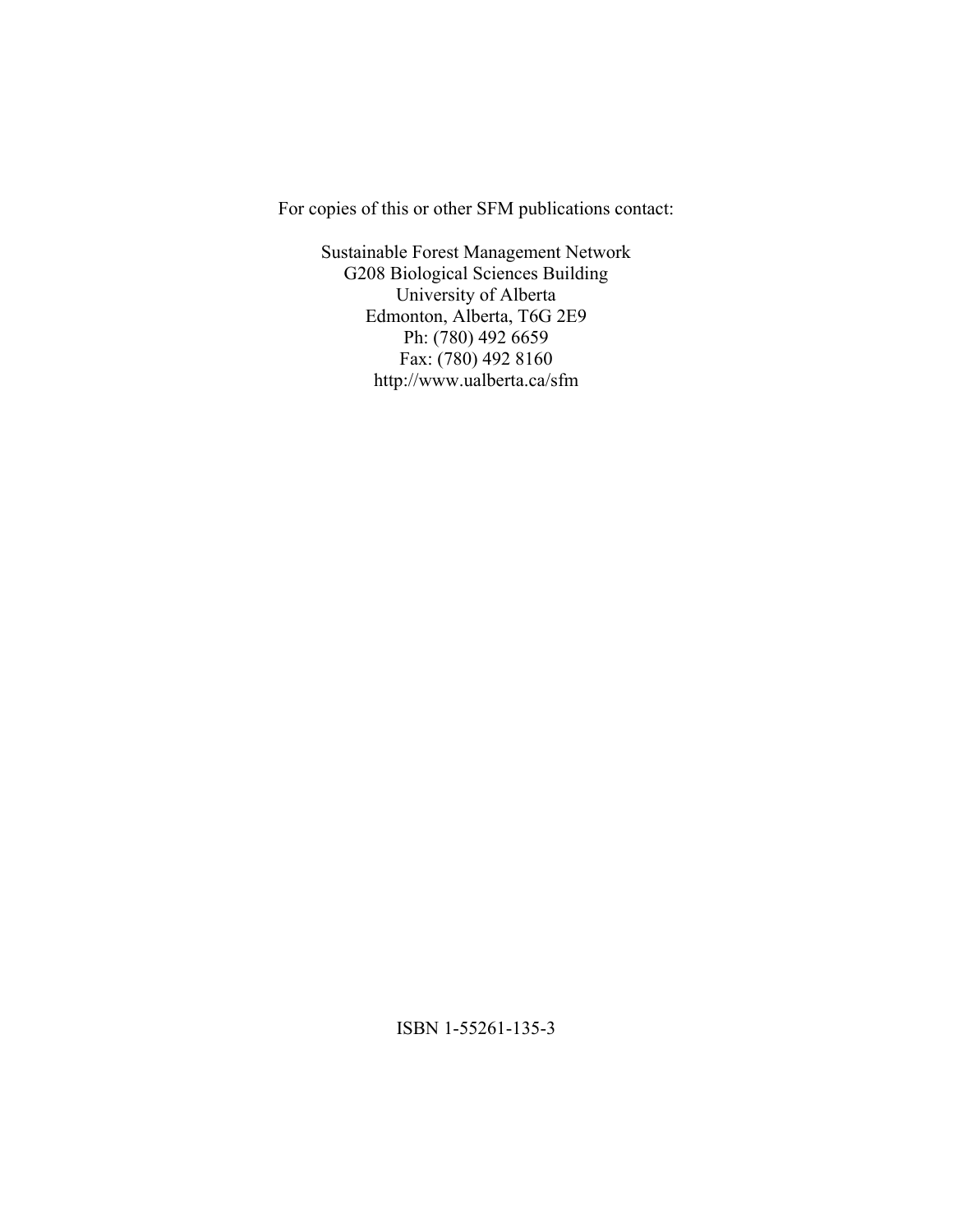For copies of this or other SFM publications contact:

Sustainable Forest Management Network
G208 Biological Sciences Building
University of Alberta
Edmonton, Alberta, T6G 2E9
Ph: (780) 492 6659
Fax: (780) 492 8160
http://www.ualberta.ca/sfm

ISBN 1-55261-135-3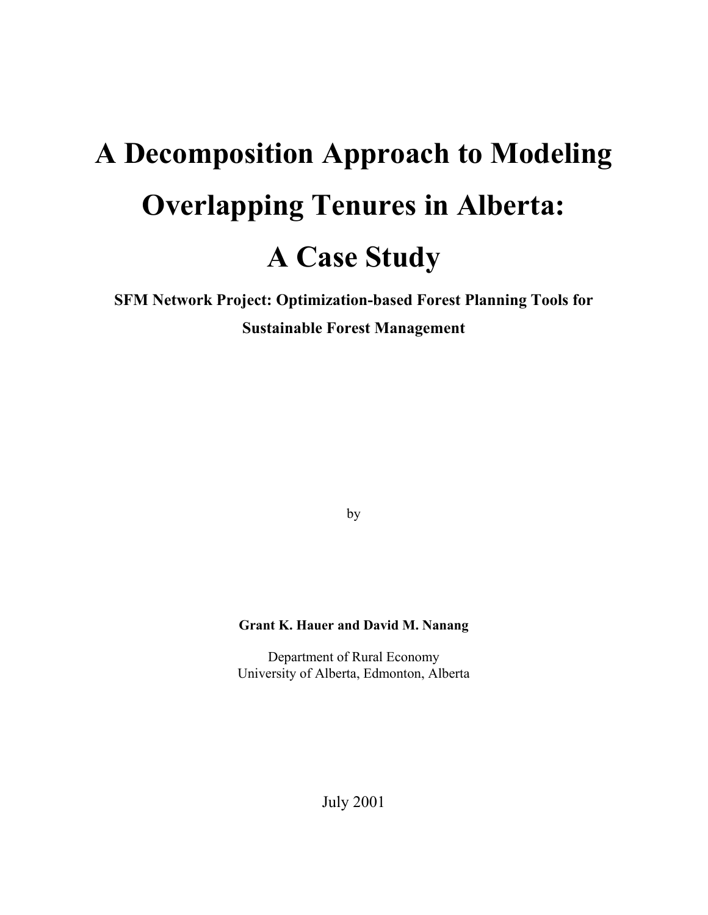# A Decomposition Approach to Modeling Overlapping Tenures in Alberta: A Case Study

**SFM Network Project: Optimization-based Forest Planning Tools for Sustainable Forest Management**

by

**Grant K. Hauer and David M. Nanang**

Department of Rural Economy
University of Alberta, Edmonton, Alberta

July 2001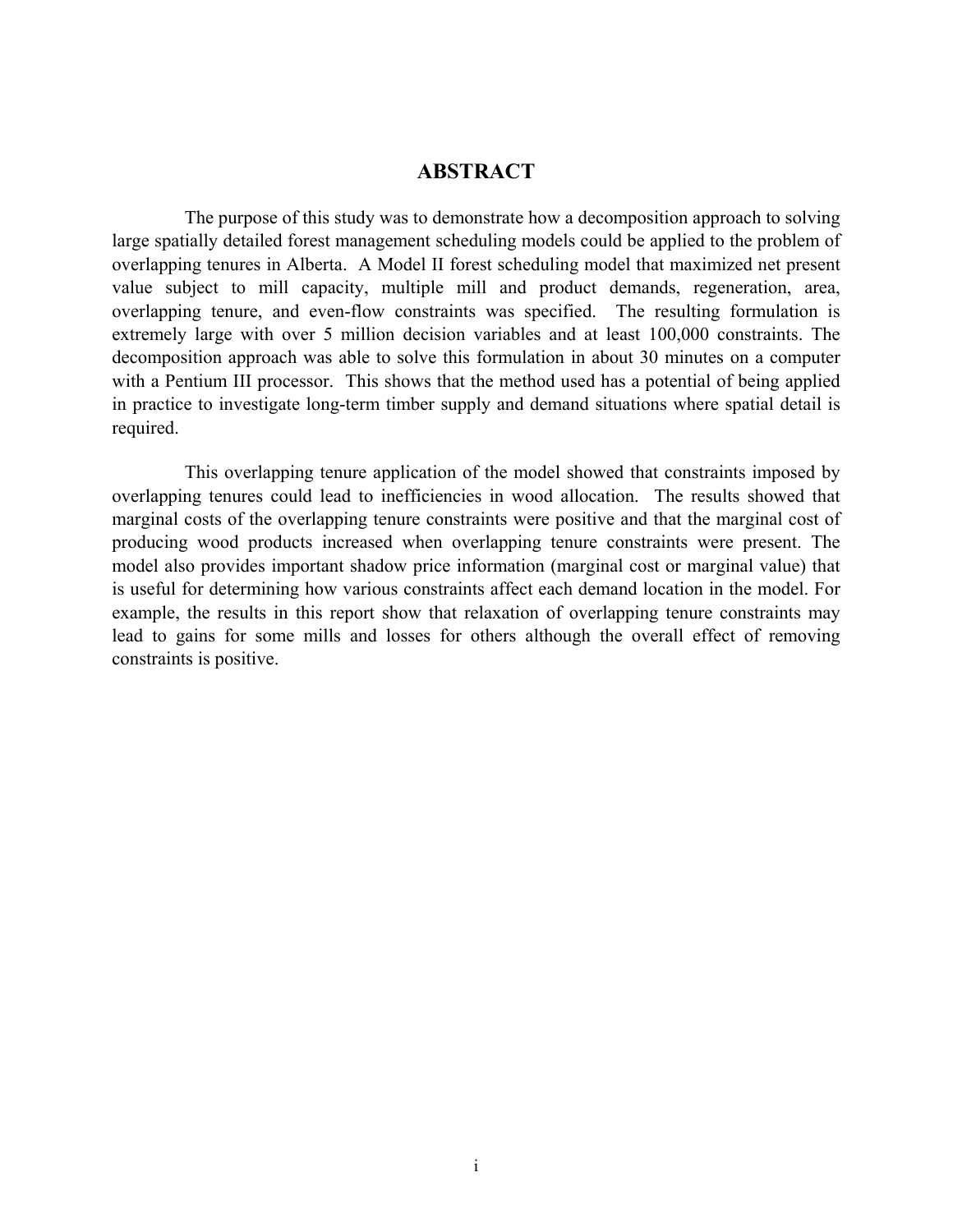## ABSTRACT

The purpose of this study was to demonstrate how a decomposition approach to solving large spatially detailed forest management scheduling models could be applied to the problem of overlapping tenures in Alberta. A Model II forest scheduling model that maximized net present value subject to mill capacity, multiple mill and product demands, regeneration, area, overlapping tenure, and even-flow constraints was specified. The resulting formulation is extremely large with over 5 million decision variables and at least 100,000 constraints. The decomposition approach was able to solve this formulation in about 30 minutes on a computer with a Pentium III processor. This shows that the method used has a potential of being applied in practice to investigate long-term timber supply and demand situations where spatial detail is required.

This overlapping tenure application of the model showed that constraints imposed by overlapping tenures could lead to inefficiencies in wood allocation. The results showed that marginal costs of the overlapping tenure constraints were positive and that the marginal cost of producing wood products increased when overlapping tenure constraints were present. The model also provides important shadow price information (marginal cost or marginal value) that is useful for determining how various constraints affect each demand location in the model. For example, the results in this report show that relaxation of overlapping tenure constraints may lead to gains for some mills and losses for others although the overall effect of removing constraints is positive.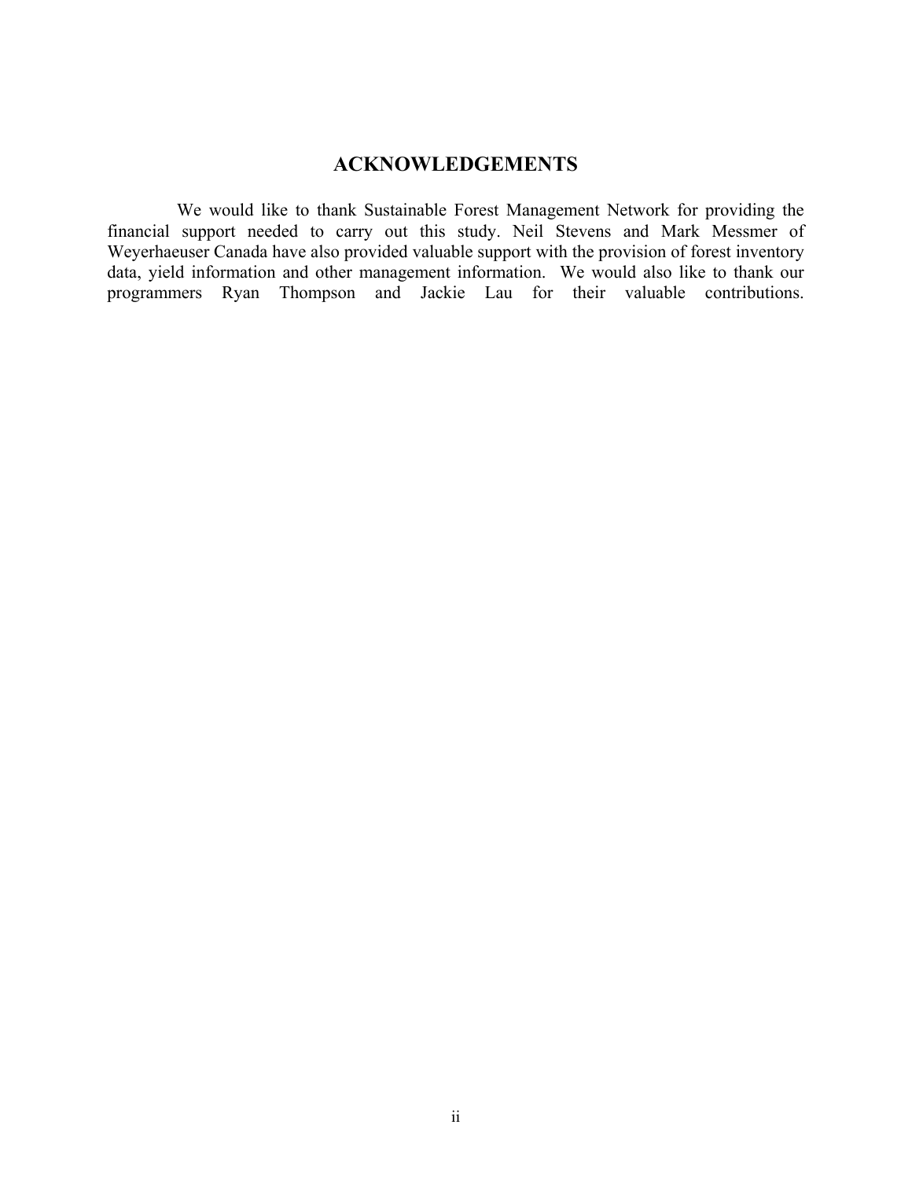## ACKNOWLEDGEMENTS

We would like to thank Sustainable Forest Management Network for providing the financial support needed to carry out this study. Neil Stevens and Mark Messmer of Weyerhaeuser Canada have also provided valuable support with the provision of forest inventory data, yield information and other management information. We would also like to thank our programmers Ryan Thompson and Jackie Lau for their valuable contributions.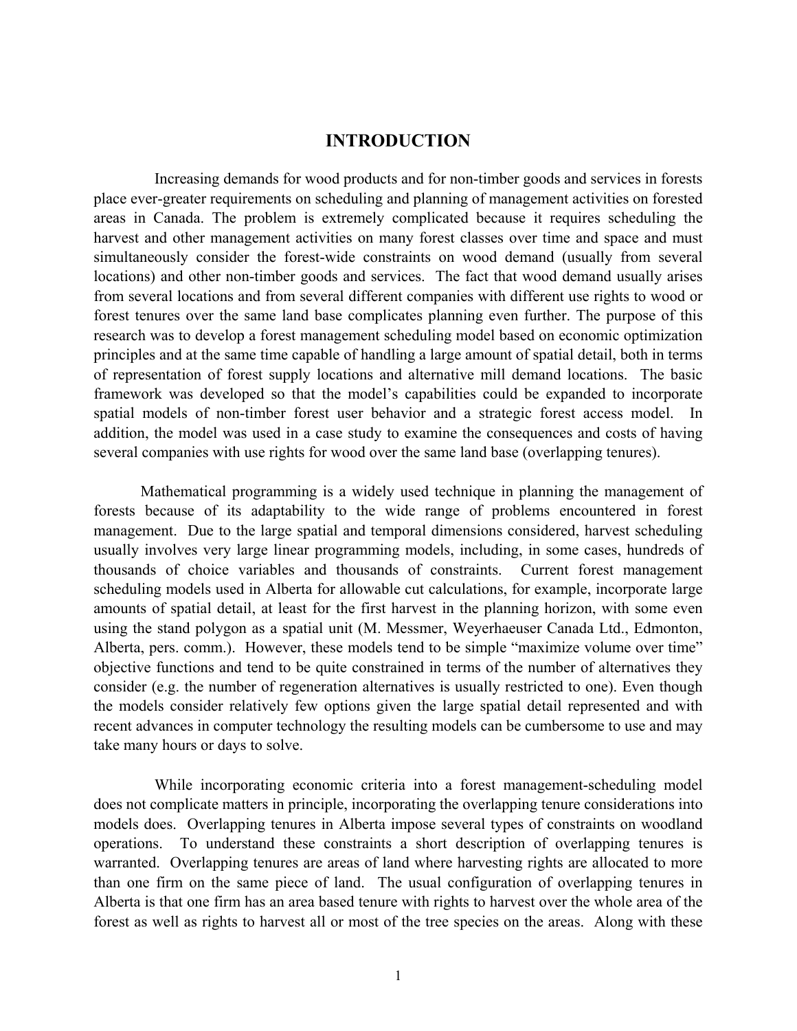# INTRODUCTION

Increasing demands for wood products and for non-timber goods and services in forests place ever-greater requirements on scheduling and planning of management activities on forested areas in Canada. The problem is extremely complicated because it requires scheduling the harvest and other management activities on many forest classes over time and space and must simultaneously consider the forest-wide constraints on wood demand (usually from several locations) and other non-timber goods and services. The fact that wood demand usually arises from several locations and from several different companies with different use rights to wood or forest tenures over the same land base complicates planning even further. The purpose of this research was to develop a forest management scheduling model based on economic optimization principles and at the same time capable of handling a large amount of spatial detail, both in terms of representation of forest supply locations and alternative mill demand locations. The basic framework was developed so that the model's capabilities could be expanded to incorporate spatial models of non-timber forest user behavior and a strategic forest access model. In addition, the model was used in a case study to examine the consequences and costs of having several companies with use rights for wood over the same land base (overlapping tenures).

Mathematical programming is a widely used technique in planning the management of forests because of its adaptability to the wide range of problems encountered in forest management. Due to the large spatial and temporal dimensions considered, harvest scheduling usually involves very large linear programming models, including, in some cases, hundreds of thousands of choice variables and thousands of constraints. Current forest management scheduling models used in Alberta for allowable cut calculations, for example, incorporate large amounts of spatial detail, at least for the first harvest in the planning horizon, with some even using the stand polygon as a spatial unit (M. Messmer, Weyerhaeuser Canada Ltd., Edmonton, Alberta, pers. comm.). However, these models tend to be simple "maximize volume over time" objective functions and tend to be quite constrained in terms of the number of alternatives they consider (e.g. the number of regeneration alternatives is usually restricted to one). Even though the models consider relatively few options given the large spatial detail represented and with recent advances in computer technology the resulting models can be cumbersome to use and may take many hours or days to solve.

While incorporating economic criteria into a forest management-scheduling model does not complicate matters in principle, incorporating the overlapping tenure considerations into models does. Overlapping tenures in Alberta impose several types of constraints on woodland operations. To understand these constraints a short description of overlapping tenures is warranted. Overlapping tenures are areas of land where harvesting rights are allocated to more than one firm on the same piece of land. The usual configuration of overlapping tenures in Alberta is that one firm has an area based tenure with rights to harvest over the whole area of the forest as well as rights to harvest all or most of the tree species on the areas. Along with these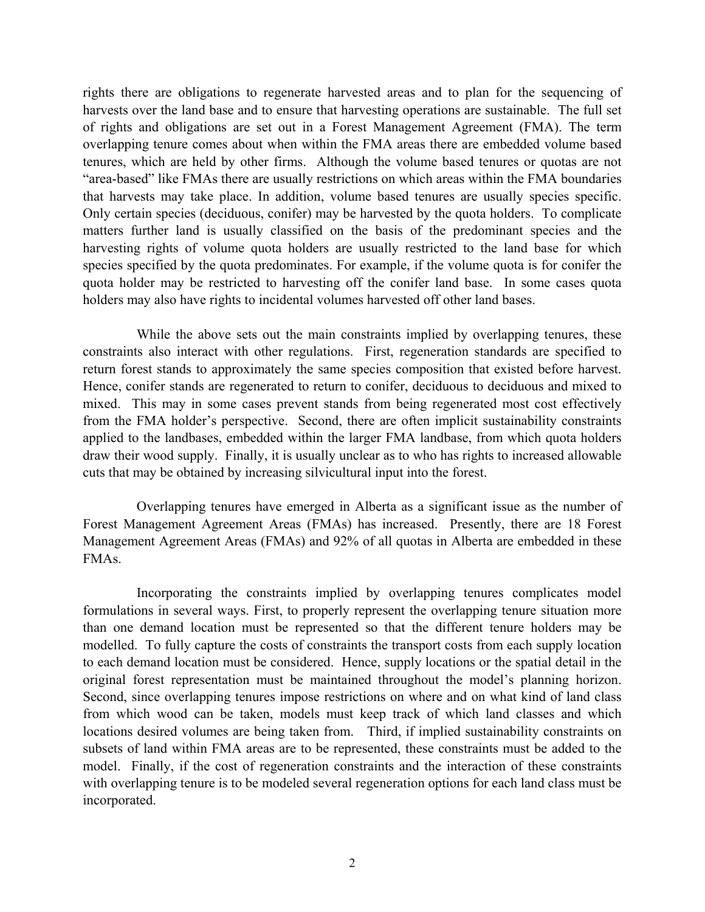rights there are obligations to regenerate harvested areas and to plan for the sequencing of harvests over the land base and to ensure that harvesting operations are sustainable. The full set of rights and obligations are set out in a Forest Management Agreement (FMA). The term overlapping tenure comes about when within the FMA areas there are embedded volume based tenures, which are held by other firms. Although the volume based tenures or quotas are not "area-based" like FMAs there are usually restrictions on which areas within the FMA boundaries that harvests may take place. In addition, volume based tenures are usually species specific. Only certain species (deciduous, conifer) may be harvested by the quota holders. To complicate matters further land is usually classified on the basis of the predominant species and the harvesting rights of volume quota holders are usually restricted to the land base for which species specified by the quota predominates. For example, if the volume quota is for conifer the quota holder may be restricted to harvesting off the conifer land base. In some cases quota holders may also have rights to incidental volumes harvested off other land bases.

While the above sets out the main constraints implied by overlapping tenures, these constraints also interact with other regulations. First, regeneration standards are specified to return forest stands to approximately the same species composition that existed before harvest. Hence, conifer stands are regenerated to return to conifer, deciduous to deciduous and mixed to mixed. This may in some cases prevent stands from being regenerated most cost effectively from the FMA holder's perspective. Second, there are often implicit sustainability constraints applied to the landbases, embedded within the larger FMA landbase, from which quota holders draw their wood supply. Finally, it is usually unclear as to who has rights to increased allowable cuts that may be obtained by increasing silvicultural input into the forest.

Overlapping tenures have emerged in Alberta as a significant issue as the number of Forest Management Agreement Areas (FMAs) has increased. Presently, there are 18 Forest Management Agreement Areas (FMAs) and 92% of all quotas in Alberta are embedded in these FMAs.

Incorporating the constraints implied by overlapping tenures complicates model formulations in several ways. First, to properly represent the overlapping tenure situation more than one demand location must be represented so that the different tenure holders may be modelled. To fully capture the costs of constraints the transport costs from each supply location to each demand location must be considered. Hence, supply locations or the spatial detail in the original forest representation must be maintained throughout the model's planning horizon. Second, since overlapping tenures impose restrictions on where and on what kind of land class from which wood can be taken, models must keep track of which land classes and which locations desired volumes are being taken from. Third, if implied sustainability constraints on subsets of land within FMA areas are to be represented, these constraints must be added to the model. Finally, if the cost of regeneration constraints and the interaction of these constraints with overlapping tenure is to be modeled several regeneration options for each land class must be incorporated.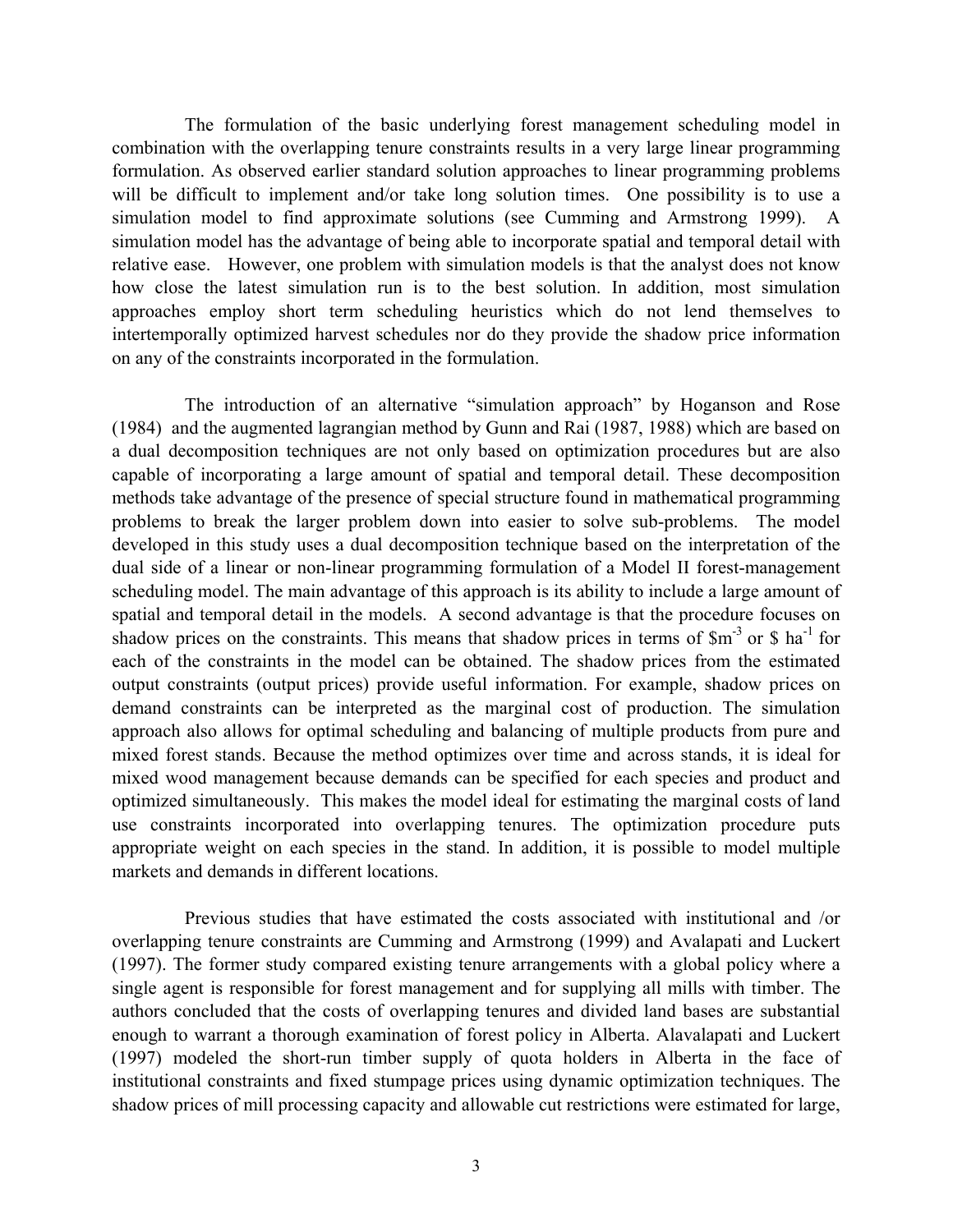The formulation of the basic underlying forest management scheduling model in combination with the overlapping tenure constraints results in a very large linear programming formulation. As observed earlier standard solution approaches to linear programming problems will be difficult to implement and/or take long solution times. One possibility is to use a simulation model to find approximate solutions (see Cumming and Armstrong 1999). A simulation model has the advantage of being able to incorporate spatial and temporal detail with relative ease. However, one problem with simulation models is that the analyst does not know how close the latest simulation run is to the best solution. In addition, most simulation approaches employ short term scheduling heuristics which do not lend themselves to intertemporally optimized harvest schedules nor do they provide the shadow price information on any of the constraints incorporated in the formulation.

The introduction of an alternative "simulation approach" by Hoganson and Rose (1984) and the augmented lagrangian method by Gunn and Rai (1987, 1988) which are based on a dual decomposition techniques are not only based on optimization procedures but are also capable of incorporating a large amount of spatial and temporal detail. These decomposition methods take advantage of the presence of special structure found in mathematical programming problems to break the larger problem down into easier to solve sub-problems. The model developed in this study uses a dual decomposition technique based on the interpretation of the dual side of a linear or non-linear programming formulation of a Model II forest-management scheduling model. The main advantage of this approach is its ability to include a large amount of spatial and temporal detail in the models. A second advantage is that the procedure focuses on shadow prices on the constraints. This means that shadow prices in terms of $\$m^{-3}$ or $\$ ha^{-1}$ for each of the constraints in the model can be obtained. The shadow prices from the estimated output constraints (output prices) provide useful information. For example, shadow prices on demand constraints can be interpreted as the marginal cost of production. The simulation approach also allows for optimal scheduling and balancing of multiple products from pure and mixed forest stands. Because the method optimizes over time and across stands, it is ideal for mixed wood management because demands can be specified for each species and product and optimized simultaneously. This makes the model ideal for estimating the marginal costs of land use constraints incorporated into overlapping tenures. The optimization procedure puts appropriate weight on each species in the stand. In addition, it is possible to model multiple markets and demands in different locations.

Previous studies that have estimated the costs associated with institutional and /or overlapping tenure constraints are Cumming and Armstrong (1999) and Avalapati and Luckert (1997). The former study compared existing tenure arrangements with a global policy where a single agent is responsible for forest management and for supplying all mills with timber. The authors concluded that the costs of overlapping tenures and divided land bases are substantial enough to warrant a thorough examination of forest policy in Alberta. Alavalapati and Luckert (1997) modeled the short-run timber supply of quota holders in Alberta in the face of institutional constraints and fixed stumpage prices using dynamic optimization techniques. The shadow prices of mill processing capacity and allowable cut restrictions were estimated for large,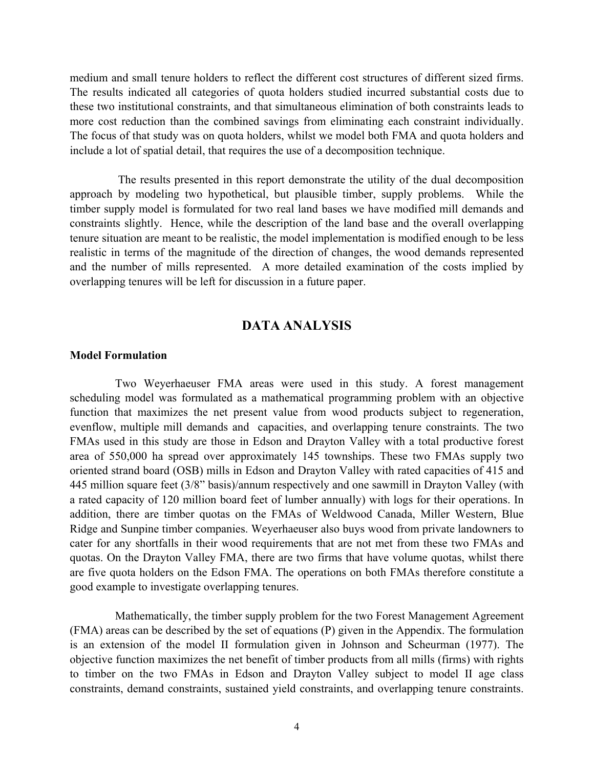medium and small tenure holders to reflect the different cost structures of different sized firms. The results indicated all categories of quota holders studied incurred substantial costs due to these two institutional constraints, and that simultaneous elimination of both constraints leads to more cost reduction than the combined savings from eliminating each constraint individually. The focus of that study was on quota holders, whilst we model both FMA and quota holders and include a lot of spatial detail, that requires the use of a decomposition technique.

The results presented in this report demonstrate the utility of the dual decomposition approach by modeling two hypothetical, but plausible timber, supply problems. While the timber supply model is formulated for two real land bases we have modified mill demands and constraints slightly. Hence, while the description of the land base and the overall overlapping tenure situation are meant to be realistic, the model implementation is modified enough to be less realistic in terms of the magnitude of the direction of changes, the wood demands represented and the number of mills represented. A more detailed examination of the costs implied by overlapping tenures will be left for discussion in a future paper.

## DATA ANALYSIS

### Model Formulation

Two Weyerhaeuser FMA areas were used in this study. A forest management scheduling model was formulated as a mathematical programming problem with an objective function that maximizes the net present value from wood products subject to regeneration, evenflow, multiple mill demands and capacities, and overlapping tenure constraints. The two FMAs used in this study are those in Edson and Drayton Valley with a total productive forest area of 550,000 ha spread over approximately 145 townships. These two FMAs supply two oriented strand board (OSB) mills in Edson and Drayton Valley with rated capacities of 415 and 445 million square feet (3/8" basis)/annum respectively and one sawmill in Drayton Valley (with a rated capacity of 120 million board feet of lumber annually) with logs for their operations. In addition, there are timber quotas on the FMAs of Weldwood Canada, Miller Western, Blue Ridge and Sunpine timber companies. Weyerhaeuser also buys wood from private landowners to cater for any shortfalls in their wood requirements that are not met from these two FMAs and quotas. On the Drayton Valley FMA, there are two firms that have volume quotas, whilst there are five quota holders on the Edson FMA. The operations on both FMAs therefore constitute a good example to investigate overlapping tenures.

Mathematically, the timber supply problem for the two Forest Management Agreement (FMA) areas can be described by the set of equations (P) given in the Appendix. The formulation is an extension of the model II formulation given in Johnson and Scheurman (1977). The objective function maximizes the net benefit of timber products from all mills (firms) with rights to timber on the two FMAs in Edson and Drayton Valley subject to model II age class constraints, demand constraints, sustained yield constraints, and overlapping tenure constraints.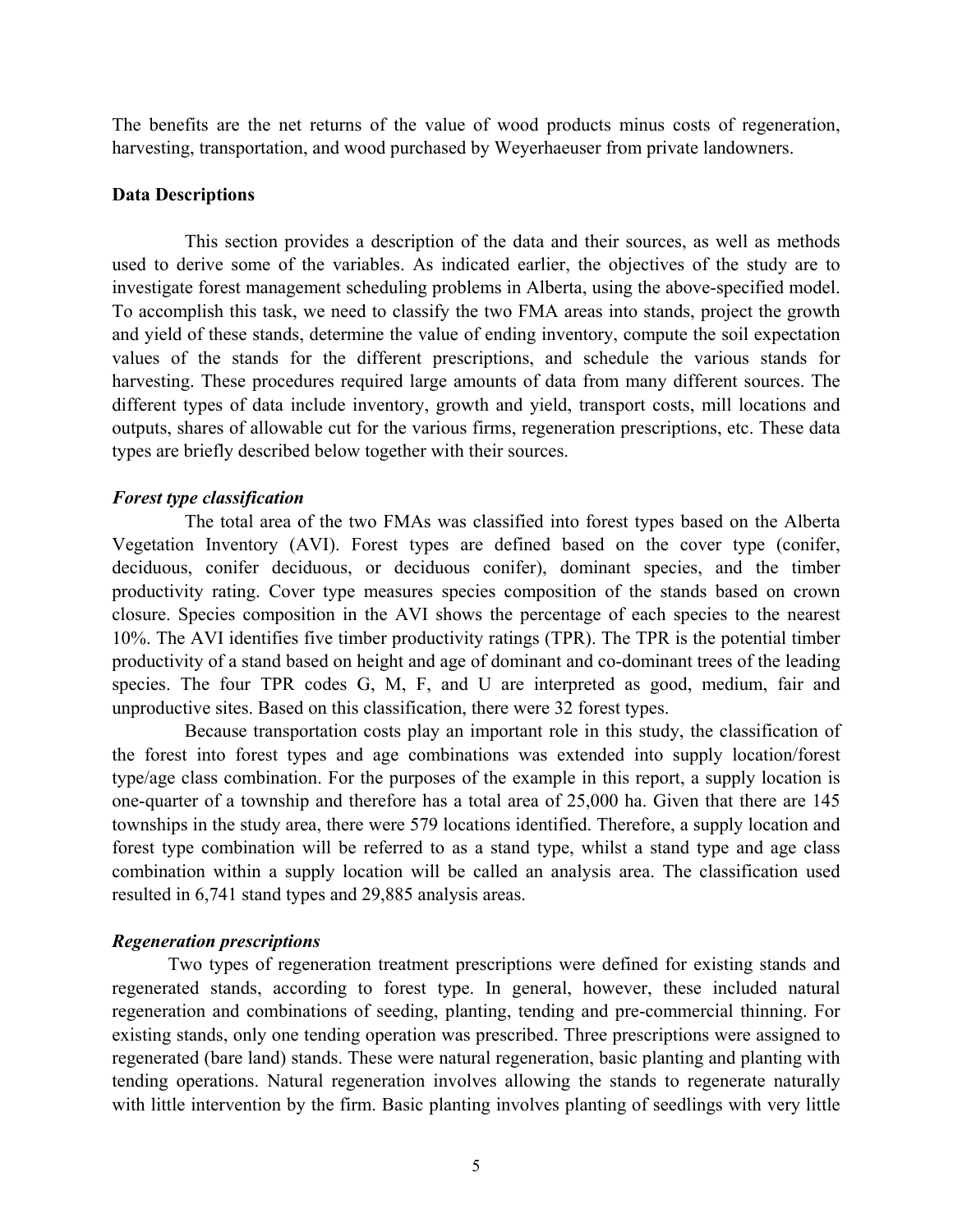The benefits are the net returns of the value of wood products minus costs of regeneration, harvesting, transportation, and wood purchased by Weyerhaeuser from private landowners.

### Data Descriptions

This section provides a description of the data and their sources, as well as methods used to derive some of the variables. As indicated earlier, the objectives of the study are to investigate forest management scheduling problems in Alberta, using the above-specified model. To accomplish this task, we need to classify the two FMA areas into stands, project the growth and yield of these stands, determine the value of ending inventory, compute the soil expectation values of the stands for the different prescriptions, and schedule the various stands for harvesting. These procedures required large amounts of data from many different sources. The different types of data include inventory, growth and yield, transport costs, mill locations and outputs, shares of allowable cut for the various firms, regeneration prescriptions, etc. These data types are briefly described below together with their sources.

#### *Forest type classification*

The total area of the two FMAs was classified into forest types based on the Alberta Vegetation Inventory (AVI). Forest types are defined based on the cover type (conifer, deciduous, conifer deciduous, or deciduous conifer), dominant species, and the timber productivity rating. Cover type measures species composition of the stands based on crown closure. Species composition in the AVI shows the percentage of each species to the nearest 10%. The AVI identifies five timber productivity ratings (TPR). The TPR is the potential timber productivity of a stand based on height and age of dominant and co-dominant trees of the leading species. The four TPR codes G, M, F, and U are interpreted as good, medium, fair and unproductive sites. Based on this classification, there were 32 forest types.

Because transportation costs play an important role in this study, the classification of the forest into forest types and age combinations was extended into supply location/forest type/age class combination. For the purposes of the example in this report, a supply location is one-quarter of a township and therefore has a total area of 25,000 ha. Given that there are 145 townships in the study area, there were 579 locations identified. Therefore, a supply location and forest type combination will be referred to as a stand type, whilst a stand type and age class combination within a supply location will be called an analysis area. The classification used resulted in 6,741 stand types and 29,885 analysis areas.

#### *Regeneration prescriptions*

Two types of regeneration treatment prescriptions were defined for existing stands and regenerated stands, according to forest type. In general, however, these included natural regeneration and combinations of seeding, planting, tending and pre-commercial thinning. For existing stands, only one tending operation was prescribed. Three prescriptions were assigned to regenerated (bare land) stands. These were natural regeneration, basic planting and planting with tending operations. Natural regeneration involves allowing the stands to regenerate naturally with little intervention by the firm. Basic planting involves planting of seedlings with very little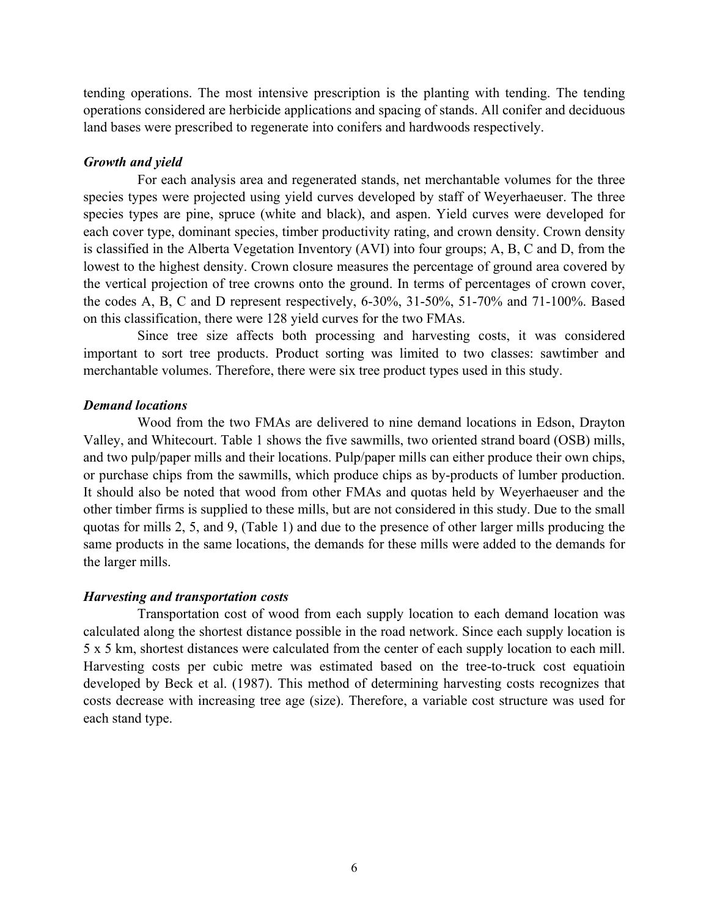tending operations. The most intensive prescription is the planting with tending. The tending operations considered are herbicide applications and spacing of stands. All conifer and deciduous land bases were prescribed to regenerate into conifers and hardwoods respectively.

### *Growth and yield*

For each analysis area and regenerated stands, net merchantable volumes for the three species types were projected using yield curves developed by staff of Weyerhaeuser. The three species types are pine, spruce (white and black), and aspen. Yield curves were developed for each cover type, dominant species, timber productivity rating, and crown density. Crown density is classified in the Alberta Vegetation Inventory (AVI) into four groups; A, B, C and D, from the lowest to the highest density. Crown closure measures the percentage of ground area covered by the vertical projection of tree crowns onto the ground. In terms of percentages of crown cover, the codes A, B, C and D represent respectively, 6-30%, 31-50%, 51-70% and 71-100%. Based on this classification, there were 128 yield curves for the two FMAs.

Since tree size affects both processing and harvesting costs, it was considered important to sort tree products. Product sorting was limited to two classes: sawtimber and merchantable volumes. Therefore, there were six tree product types used in this study.

### *Demand locations*

Wood from the two FMAs are delivered to nine demand locations in Edson, Drayton Valley, and Whitecourt. Table 1 shows the five sawmills, two oriented strand board (OSB) mills, and two pulp/paper mills and their locations. Pulp/paper mills can either produce their own chips, or purchase chips from the sawmills, which produce chips as by-products of lumber production. It should also be noted that wood from other FMAs and quotas held by Weyerhaeuser and the other timber firms is supplied to these mills, but are not considered in this study. Due to the small quotas for mills 2, 5, and 9, (Table 1) and due to the presence of other larger mills producing the same products in the same locations, the demands for these mills were added to the demands for the larger mills.

### *Harvesting and transportation costs*

Transportation cost of wood from each supply location to each demand location was calculated along the shortest distance possible in the road network. Since each supply location is 5 x 5 km, shortest distances were calculated from the center of each supply location to each mill. Harvesting costs per cubic metre was estimated based on the tree-to-truck cost equatioin developed by Beck et al. (1987). This method of determining harvesting costs recognizes that costs decrease with increasing tree age (size). Therefore, a variable cost structure was used for each stand type.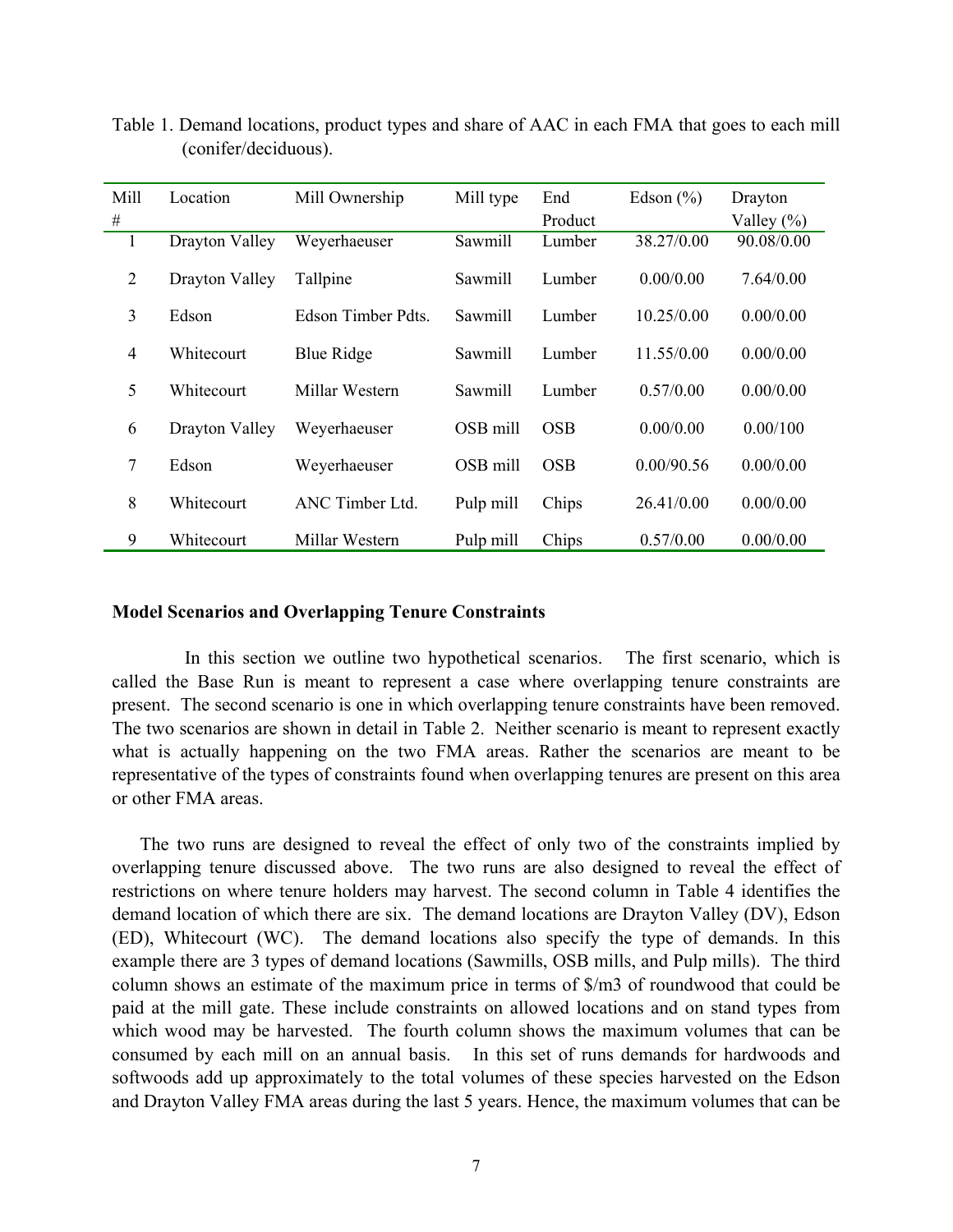Table 1. Demand locations, product types and share of AAC in each FMA that goes to each mill (conifer/deciduous).

| Mill # | Location | Mill Ownership | Mill type | End Product | Edson (%) | Drayton Valley (%) |
|---|---|---|---|---|---|---|
| 1 | Drayton Valley | Weyerhaeuser | Sawmill | Lumber | 38.27/0.00 | 90.08/0.00 |
| 2 | Drayton Valley | Tallpine | Sawmill | Lumber | 0.00/0.00 | 7.64/0.00 |
| 3 | Edson | Edson Timber Pdts. | Sawmill | Lumber | 10.25/0.00 | 0.00/0.00 |
| 4 | Whitecourt | Blue Ridge | Sawmill | Lumber | 11.55/0.00 | 0.00/0.00 |
| 5 | Whitecourt | Millar Western | Sawmill | Lumber | 0.57/0.00 | 0.00/0.00 |
| 6 | Drayton Valley | Weyerhaeuser | OSB mill | OSB | 0.00/0.00 | 0.00/100 |
| 7 | Edson | Weyerhaeuser | OSB mill | OSB | 0.00/90.56 | 0.00/0.00 |
| 8 | Whitecourt | ANC Timber Ltd. | Pulp mill | Chips | 26.41/0.00 | 0.00/0.00 |
| 9 | Whitecourt | Millar Western | Pulp mill | Chips | 0.57/0.00 | 0.00/0.00 |

**Model Scenarios and Overlapping Tenure Constraints**

In this section we outline two hypothetical scenarios. The first scenario, which is called the Base Run is meant to represent a case where overlapping tenure constraints are present. The second scenario is one in which overlapping tenure constraints have been removed. The two scenarios are shown in detail in Table 2. Neither scenario is meant to represent exactly what is actually happening on the two FMA areas. Rather the scenarios are meant to be representative of the types of constraints found when overlapping tenures are present on this area or other FMA areas.

The two runs are designed to reveal the effect of only two of the constraints implied by overlapping tenure discussed above. The two runs are also designed to reveal the effect of restrictions on where tenure holders may harvest. The second column in Table 4 identifies the demand location of which there are six. The demand locations are Drayton Valley (DV), Edson (ED), Whitecourt (WC). The demand locations also specify the type of demands. In this example there are 3 types of demand locations (Sawmills, OSB mills, and Pulp mills). The third column shows an estimate of the maximum price in terms of \$/m3 of roundwood that could be paid at the mill gate. These include constraints on allowed locations and on stand types from which wood may be harvested. The fourth column shows the maximum volumes that can be consumed by each mill on an annual basis. In this set of runs demands for hardwoods and softwoods add up approximately to the total volumes of these species harvested on the Edson and Drayton Valley FMA areas during the last 5 years. Hence, the maximum volumes that can be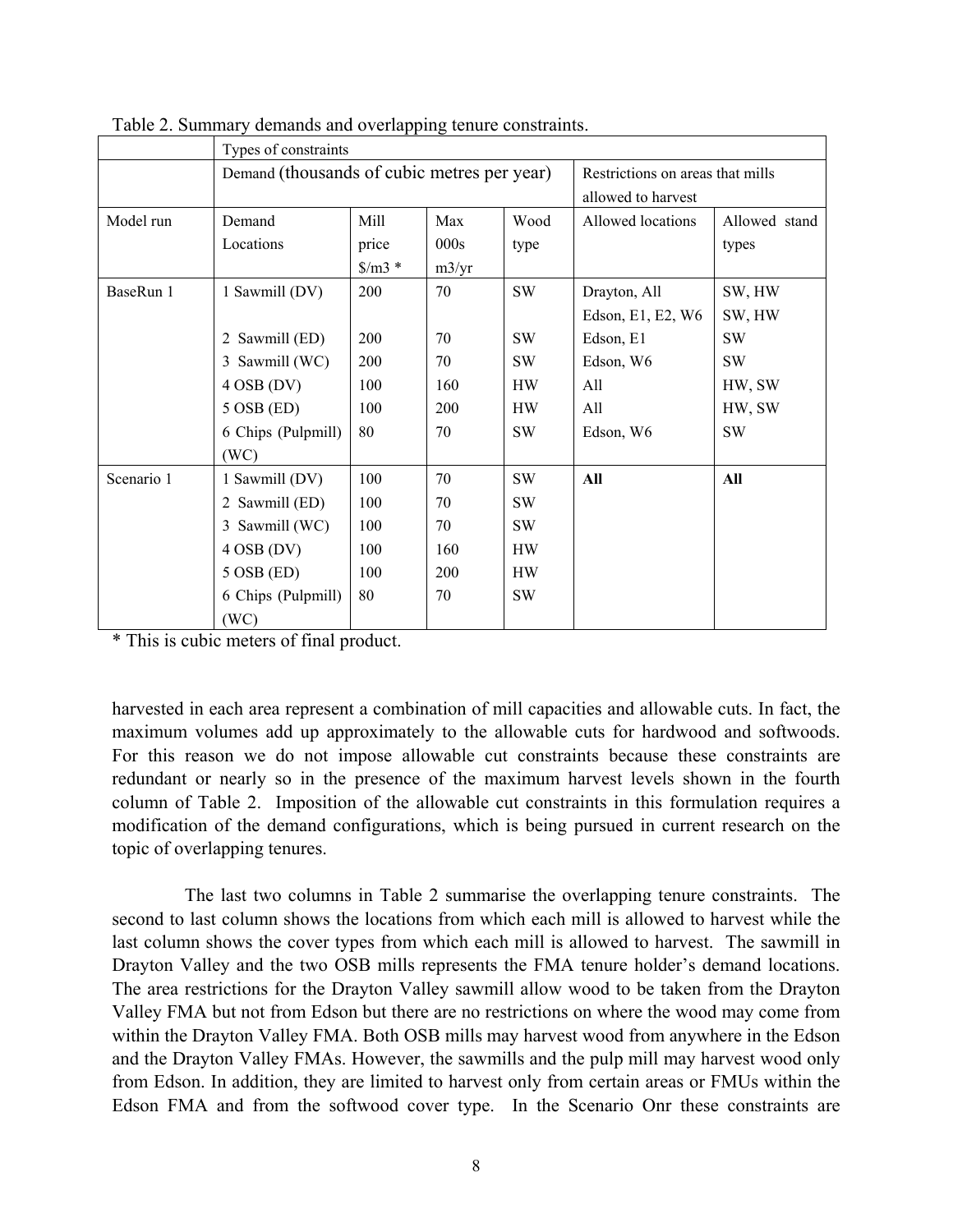Table 2. Summary demands and overlapping tenure constraints.

| | Types of constraints | | | | | |
|---|---|---|---|---|---|---|
| | Demand (thousands of cubic metres per year) | | | | Restrictions on areas that mills allowed to harvest | |
| Model run | Demand Locations | Mill price $/m3 * | Max 000s m3/yr | Wood type | Allowed locations | Allowed stand types |
| BaseRun 1 | 1 Sawmill (DV) | 200 | 70 | SW | Drayton, All<br>Edson, E1, E2, W6 | SW, HW<br>SW, HW |
| | 2 Sawmill (ED) | 200 | 70 | SW | Edson, E1 | SW |
| | 3 Sawmill (WC) | 200 | 70 | SW | Edson, W6 | SW |
| | 4 OSB (DV) | 100 | 160 | HW | All | HW, SW |
| | 5 OSB (ED) | 100 | 200 | HW | All | HW, SW |
| | 6 Chips (Pulpmill) (WC) | 80 | 70 | SW | Edson, W6 | SW |
| Scenario 1 | 1 Sawmill (DV) | 100 | 70 | SW | **All** | **All** |
| | 2 Sawmill (ED) | 100 | 70 | SW | | |
| | 3 Sawmill (WC) | 100 | 70 | SW | | |
| | 4 OSB (DV) | 100 | 160 | HW | | |
| | 5 OSB (ED) | 100 | 200 | HW | | |
| | 6 Chips (Pulpmill) (WC) | 80 | 70 | SW | | |

* This is cubic meters of final product.

harvested in each area represent a combination of mill capacities and allowable cuts. In fact, the maximum volumes add up approximately to the allowable cuts for hardwood and softwoods. For this reason we do not impose allowable cut constraints because these constraints are redundant or nearly so in the presence of the maximum harvest levels shown in the fourth column of Table 2. Imposition of the allowable cut constraints in this formulation requires a modification of the demand configurations, which is being pursued in current research on the topic of overlapping tenures.

The last two columns in Table 2 summarise the overlapping tenure constraints. The second to last column shows the locations from which each mill is allowed to harvest while the last column shows the cover types from which each mill is allowed to harvest. The sawmill in Drayton Valley and the two OSB mills represents the FMA tenure holder's demand locations. The area restrictions for the Drayton Valley sawmill allow wood to be taken from the Drayton Valley FMA but not from Edson but there are no restrictions on where the wood may come from within the Drayton Valley FMA. Both OSB mills may harvest wood from anywhere in the Edson and the Drayton Valley FMAs. However, the sawmills and the pulp mill may harvest wood only from Edson. In addition, they are limited to harvest only from certain areas or FMUs within the Edson FMA and from the softwood cover type. In the Scenario Onr these constraints are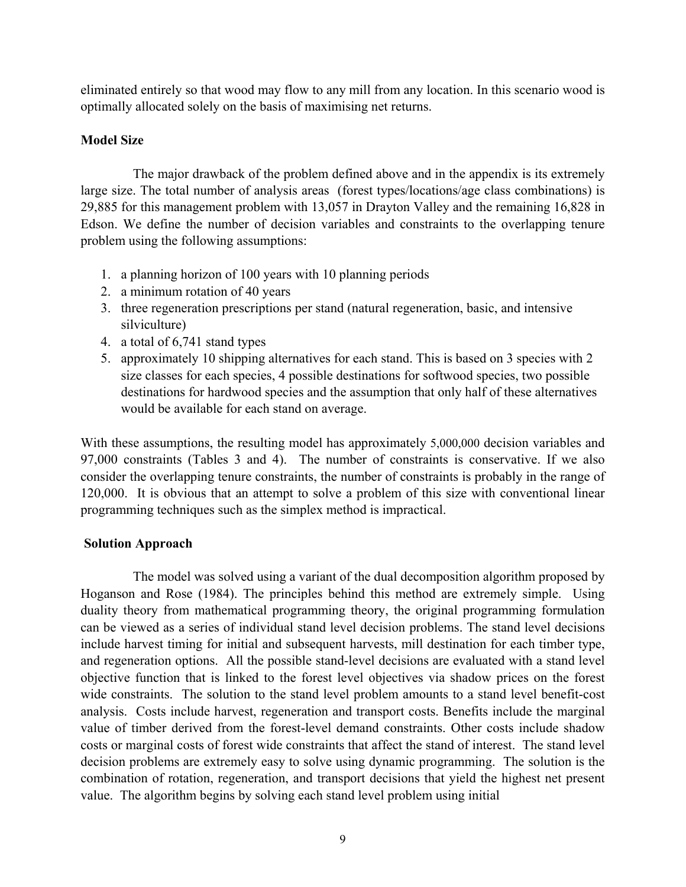eliminated entirely so that wood may flow to any mill from any location. In this scenario wood is optimally allocated solely on the basis of maximising net returns.

**Model Size**

The major drawback of the problem defined above and in the appendix is its extremely large size. The total number of analysis areas (forest types/locations/age class combinations) is 29,885 for this management problem with 13,057 in Drayton Valley and the remaining 16,828 in Edson. We define the number of decision variables and constraints to the overlapping tenure problem using the following assumptions:

1. a planning horizon of 100 years with 10 planning periods
2. a minimum rotation of 40 years
3. three regeneration prescriptions per stand (natural regeneration, basic, and intensive silviculture)
4. a total of 6,741 stand types
5. approximately 10 shipping alternatives for each stand. This is based on 3 species with 2 size classes for each species, 4 possible destinations for softwood species, two possible destinations for hardwood species and the assumption that only half of these alternatives would be available for each stand on average.

With these assumptions, the resulting model has approximately 5,000,000 decision variables and 97,000 constraints (Tables 3 and 4). The number of constraints is conservative. If we also consider the overlapping tenure constraints, the number of constraints is probably in the range of 120,000. It is obvious that an attempt to solve a problem of this size with conventional linear programming techniques such as the simplex method is impractical.

**Solution Approach**

The model was solved using a variant of the dual decomposition algorithm proposed by Hoganson and Rose (1984). The principles behind this method are extremely simple. Using duality theory from mathematical programming theory, the original programming formulation can be viewed as a series of individual stand level decision problems. The stand level decisions include harvest timing for initial and subsequent harvests, mill destination for each timber type, and regeneration options. All the possible stand-level decisions are evaluated with a stand level objective function that is linked to the forest level objectives via shadow prices on the forest wide constraints. The solution to the stand level problem amounts to a stand level benefit-cost analysis. Costs include harvest, regeneration and transport costs. Benefits include the marginal value of timber derived from the forest-level demand constraints. Other costs include shadow costs or marginal costs of forest wide constraints that affect the stand of interest. The stand level decision problems are extremely easy to solve using dynamic programming. The solution is the combination of rotation, regeneration, and transport decisions that yield the highest net present value. The algorithm begins by solving each stand level problem using initial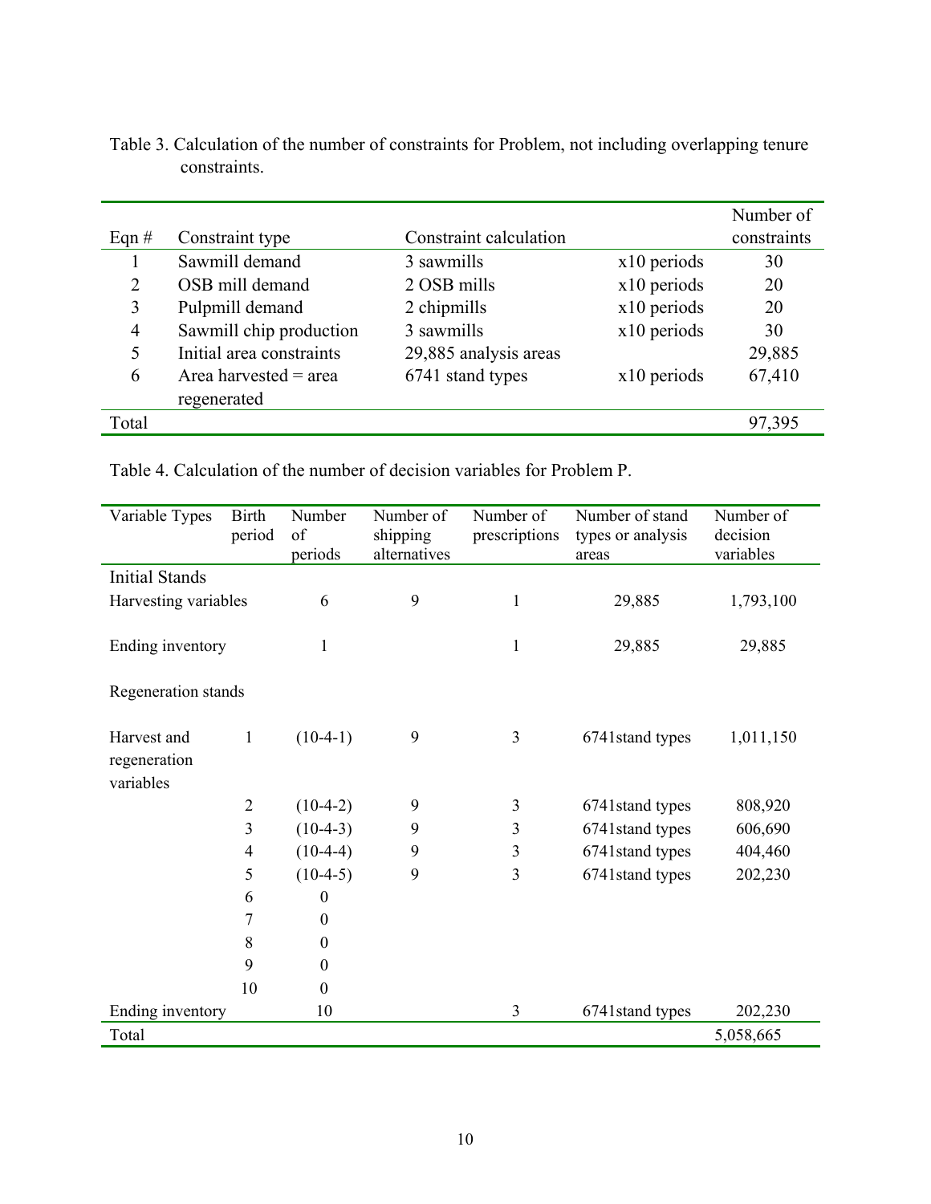Table 3. Calculation of the number of constraints for Problem, not including overlapping tenure constraints.

| Eqn # | Constraint type | Constraint calculation | | Number of constraints |
|---|---|---|---|---|
| 1 | Sawmill demand | 3 sawmills | x10 periods | 30 |
| 2 | OSB mill demand | 2 OSB mills | x10 periods | 20 |
| 3 | Pulpmill demand | 2 chipmills | x10 periods | 20 |
| 4 | Sawmill chip production | 3 sawmills | x10 periods | 30 |
| 5 | Initial area constraints | 29,885 analysis areas | | 29,885 |
| 6 | Area harvested = area regenerated | 6741 stand types | x10 periods | 67,410 |
| Total | | | | 97,395 |

Table 4. Calculation of the number of decision variables for Problem P.

| Variable Types | Birth period | Number of periods | Number of shipping alternatives | Number of prescriptions | Number of stand types or analysis areas | Number of decision variables |
|---|---|---|---|---|---|---|
| Initial Stands | | | | | | |
| Harvesting variables | | 6 | 9 | 1 | 29,885 | 1,793,100 |
| Ending inventory | | 1 | | 1 | 29,885 | 29,885 |
| Regeneration stands | | | | | | |
| Harvest and regeneration variables | 1 | (10-4-1) | 9 | 3 | 6741stand types | 1,011,150 |
| | 2 | (10-4-2) | 9 | 3 | 6741stand types | 808,920 |
| | 3 | (10-4-3) | 9 | 3 | 6741stand types | 606,690 |
| | 4 | (10-4-4) | 9 | 3 | 6741stand types | 404,460 |
| | 5 | (10-4-5) | 9 | 3 | 6741stand types | 202,230 |
| | 6 | 0 | | | | |
| | 7 | 0 | | | | |
| | 8 | 0 | | | | |
| | 9 | 0 | | | | |
| | 10 | 0 | | | | |
| Ending inventory | | 10 | | 3 | 6741stand types | 202,230 |
| Total | | | | | | 5,058,665 |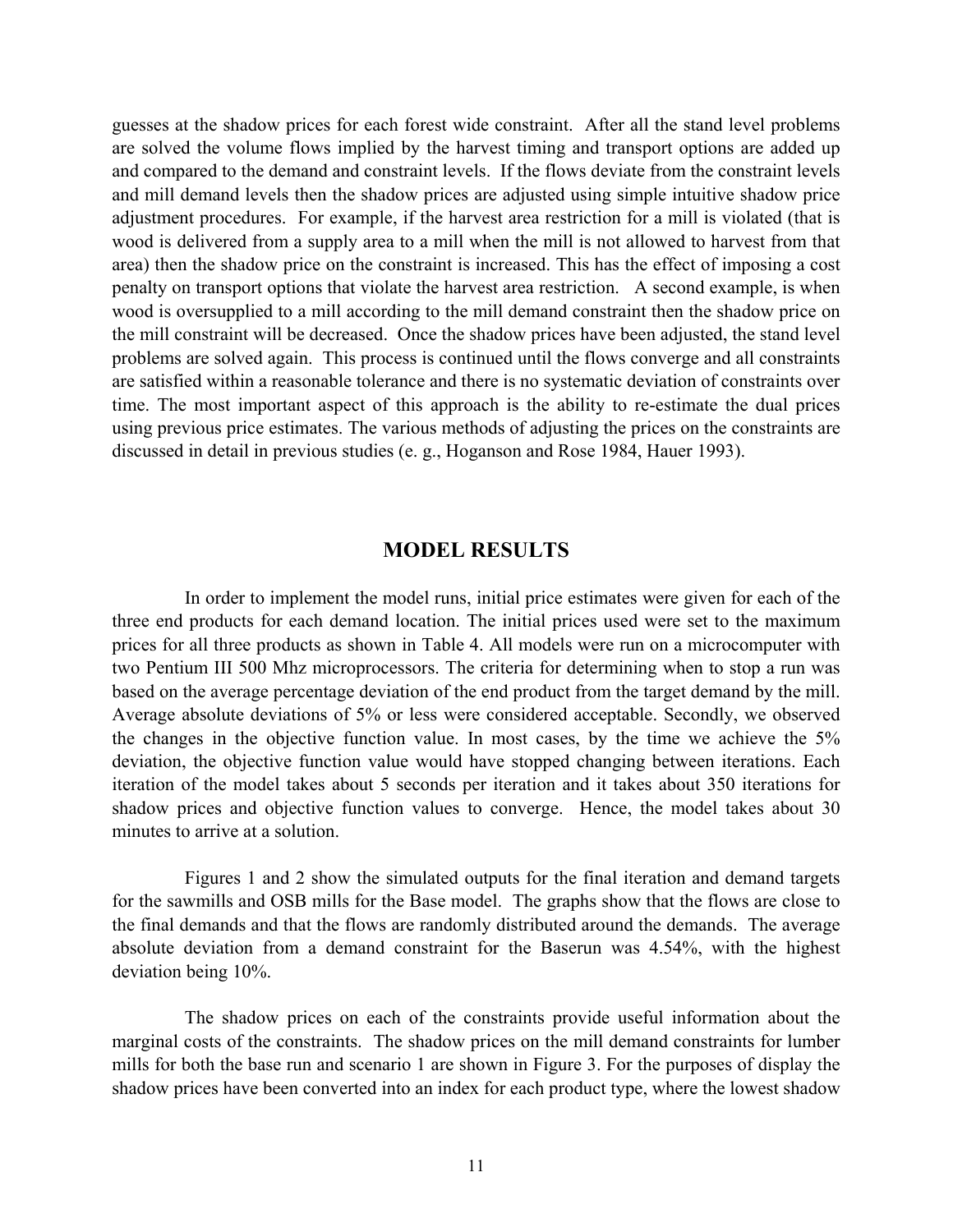guesses at the shadow prices for each forest wide constraint. After all the stand level problems are solved the volume flows implied by the harvest timing and transport options are added up and compared to the demand and constraint levels. If the flows deviate from the constraint levels and mill demand levels then the shadow prices are adjusted using simple intuitive shadow price adjustment procedures. For example, if the harvest area restriction for a mill is violated (that is wood is delivered from a supply area to a mill when the mill is not allowed to harvest from that area) then the shadow price on the constraint is increased. This has the effect of imposing a cost penalty on transport options that violate the harvest area restriction. A second example, is when wood is oversupplied to a mill according to the mill demand constraint then the shadow price on the mill constraint will be decreased. Once the shadow prices have been adjusted, the stand level problems are solved again. This process is continued until the flows converge and all constraints are satisfied within a reasonable tolerance and there is no systematic deviation of constraints over time. The most important aspect of this approach is the ability to re-estimate the dual prices using previous price estimates. The various methods of adjusting the prices on the constraints are discussed in detail in previous studies (e. g., Hoganson and Rose 1984, Hauer 1993).

## MODEL RESULTS

In order to implement the model runs, initial price estimates were given for each of the three end products for each demand location. The initial prices used were set to the maximum prices for all three products as shown in Table 4. All models were run on a microcomputer with two Pentium III 500 Mhz microprocessors. The criteria for determining when to stop a run was based on the average percentage deviation of the end product from the target demand by the mill. Average absolute deviations of 5% or less were considered acceptable. Secondly, we observed the changes in the objective function value. In most cases, by the time we achieve the 5% deviation, the objective function value would have stopped changing between iterations. Each iteration of the model takes about 5 seconds per iteration and it takes about 350 iterations for shadow prices and objective function values to converge. Hence, the model takes about 30 minutes to arrive at a solution.

Figures 1 and 2 show the simulated outputs for the final iteration and demand targets for the sawmills and OSB mills for the Base model. The graphs show that the flows are close to the final demands and that the flows are randomly distributed around the demands. The average absolute deviation from a demand constraint for the Baserun was 4.54%, with the highest deviation being 10%.

The shadow prices on each of the constraints provide useful information about the marginal costs of the constraints. The shadow prices on the mill demand constraints for lumber mills for both the base run and scenario 1 are shown in Figure 3. For the purposes of display the shadow prices have been converted into an index for each product type, where the lowest shadow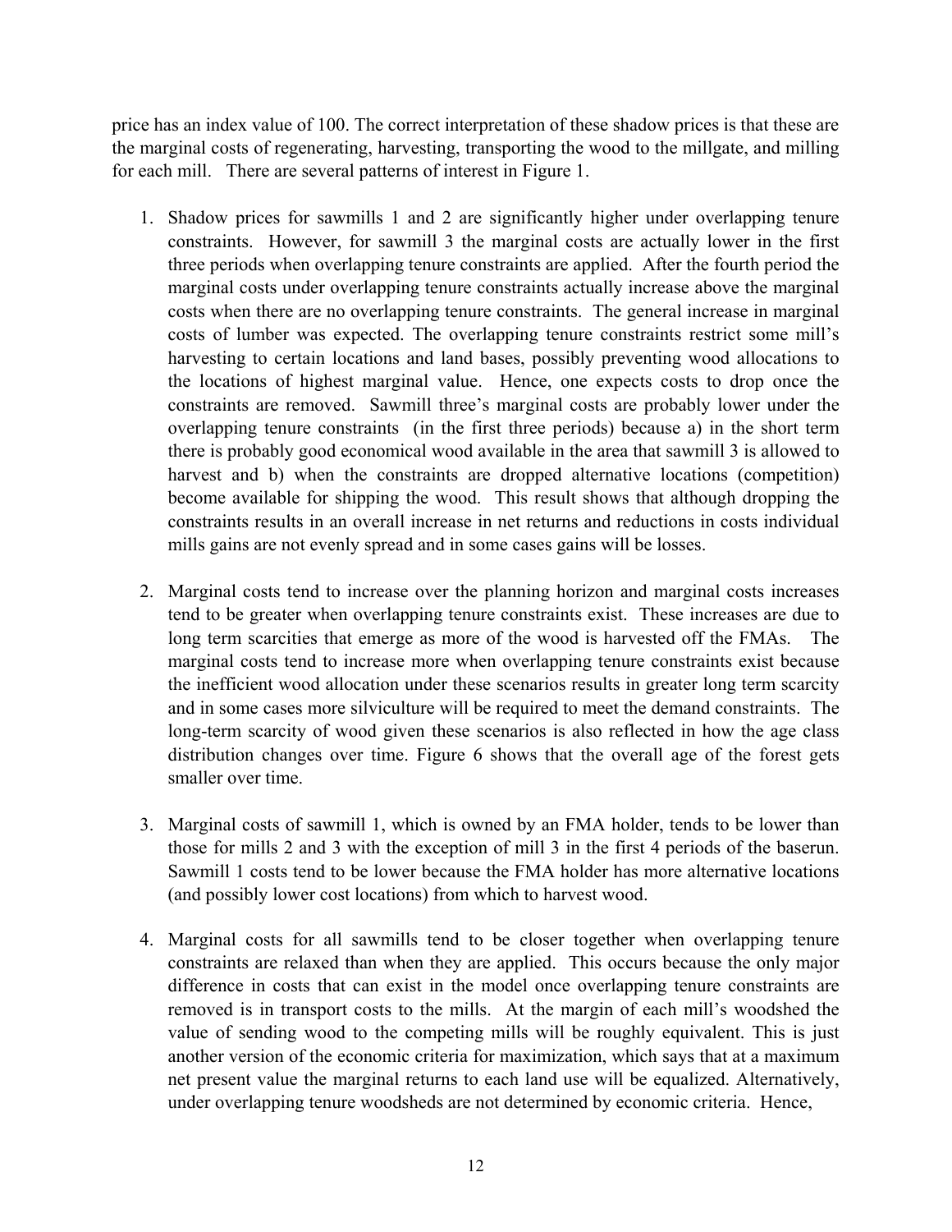price has an index value of 100. The correct interpretation of these shadow prices is that these are the marginal costs of regenerating, harvesting, transporting the wood to the millgate, and milling for each mill. There are several patterns of interest in Figure 1.

1. Shadow prices for sawmills 1 and 2 are significantly higher under overlapping tenure constraints. However, for sawmill 3 the marginal costs are actually lower in the first three periods when overlapping tenure constraints are applied. After the fourth period the marginal costs under overlapping tenure constraints actually increase above the marginal costs when there are no overlapping tenure constraints. The general increase in marginal costs of lumber was expected. The overlapping tenure constraints restrict some mill's harvesting to certain locations and land bases, possibly preventing wood allocations to the locations of highest marginal value. Hence, one expects costs to drop once the constraints are removed. Sawmill three's marginal costs are probably lower under the overlapping tenure constraints (in the first three periods) because a) in the short term there is probably good economical wood available in the area that sawmill 3 is allowed to harvest and b) when the constraints are dropped alternative locations (competition) become available for shipping the wood. This result shows that although dropping the constraints results in an overall increase in net returns and reductions in costs individual mills gains are not evenly spread and in some cases gains will be losses.

2. Marginal costs tend to increase over the planning horizon and marginal costs increases tend to be greater when overlapping tenure constraints exist. These increases are due to long term scarcities that emerge as more of the wood is harvested off the FMAs. The marginal costs tend to increase more when overlapping tenure constraints exist because the inefficient wood allocation under these scenarios results in greater long term scarcity and in some cases more silviculture will be required to meet the demand constraints. The long-term scarcity of wood given these scenarios is also reflected in how the age class distribution changes over time. Figure 6 shows that the overall age of the forest gets smaller over time.

3. Marginal costs of sawmill 1, which is owned by an FMA holder, tends to be lower than those for mills 2 and 3 with the exception of mill 3 in the first 4 periods of the baserun. Sawmill 1 costs tend to be lower because the FMA holder has more alternative locations (and possibly lower cost locations) from which to harvest wood.

4. Marginal costs for all sawmills tend to be closer together when overlapping tenure constraints are relaxed than when they are applied. This occurs because the only major difference in costs that can exist in the model once overlapping tenure constraints are removed is in transport costs to the mills. At the margin of each mill's woodshed the value of sending wood to the competing mills will be roughly equivalent. This is just another version of the economic criteria for maximization, which says that at a maximum net present value the marginal returns to each land use will be equalized. Alternatively, under overlapping tenure woodsheds are not determined by economic criteria. Hence,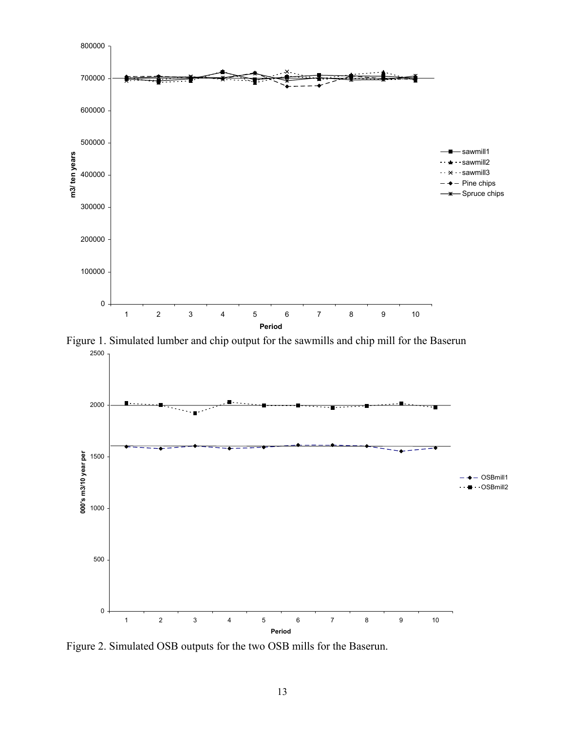Figure 1. Simulated lumber and chip output for the sawmills and chip mill for the Baserun

Figure 2. Simulated OSB outputs for the two OSB mills for the Baserun.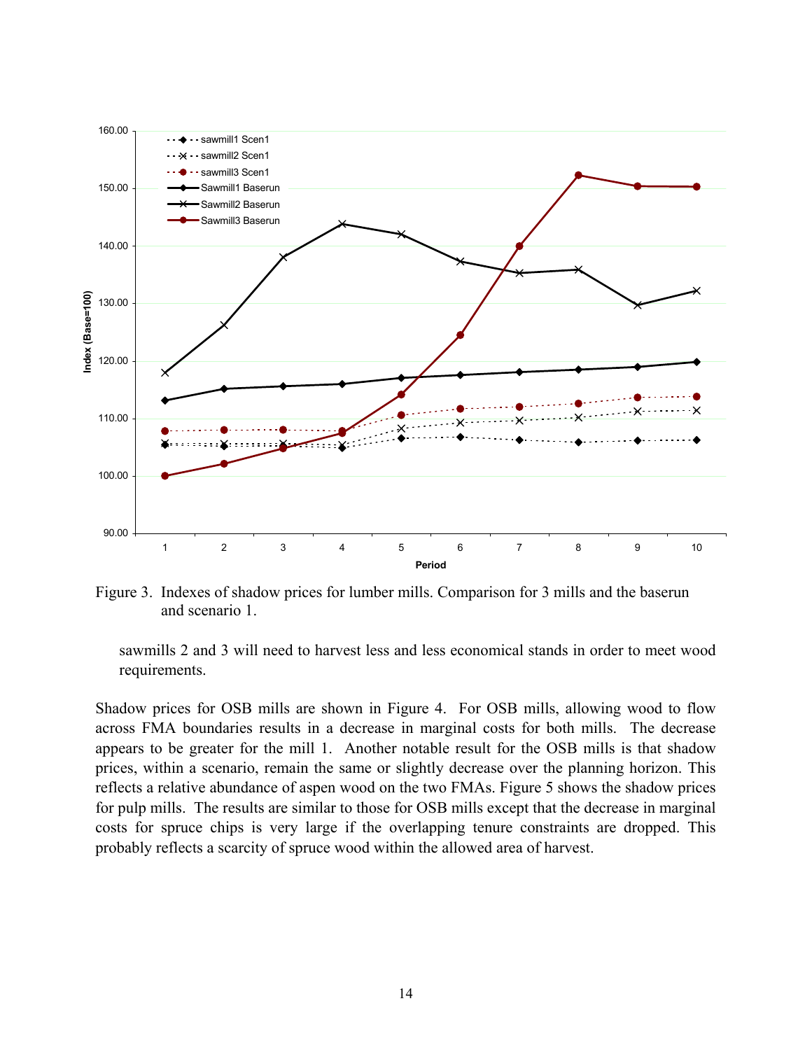Figure 3. Indexes of shadow prices for lumber mills. Comparison for 3 mills and the baserun and scenario 1.

sawmills 2 and 3 will need to harvest less and less economical stands in order to meet wood requirements.

Shadow prices for OSB mills are shown in Figure 4. For OSB mills, allowing wood to flow across FMA boundaries results in a decrease in marginal costs for both mills. The decrease appears to be greater for the mill 1. Another notable result for the OSB mills is that shadow prices, within a scenario, remain the same or slightly decrease over the planning horizon. This reflects a relative abundance of aspen wood on the two FMAs. Figure 5 shows the shadow prices for pulp mills. The results are similar to those for OSB mills except that the decrease in marginal costs for spruce chips is very large if the overlapping tenure constraints are dropped. This probably reflects a scarcity of spruce wood within the allowed area of harvest.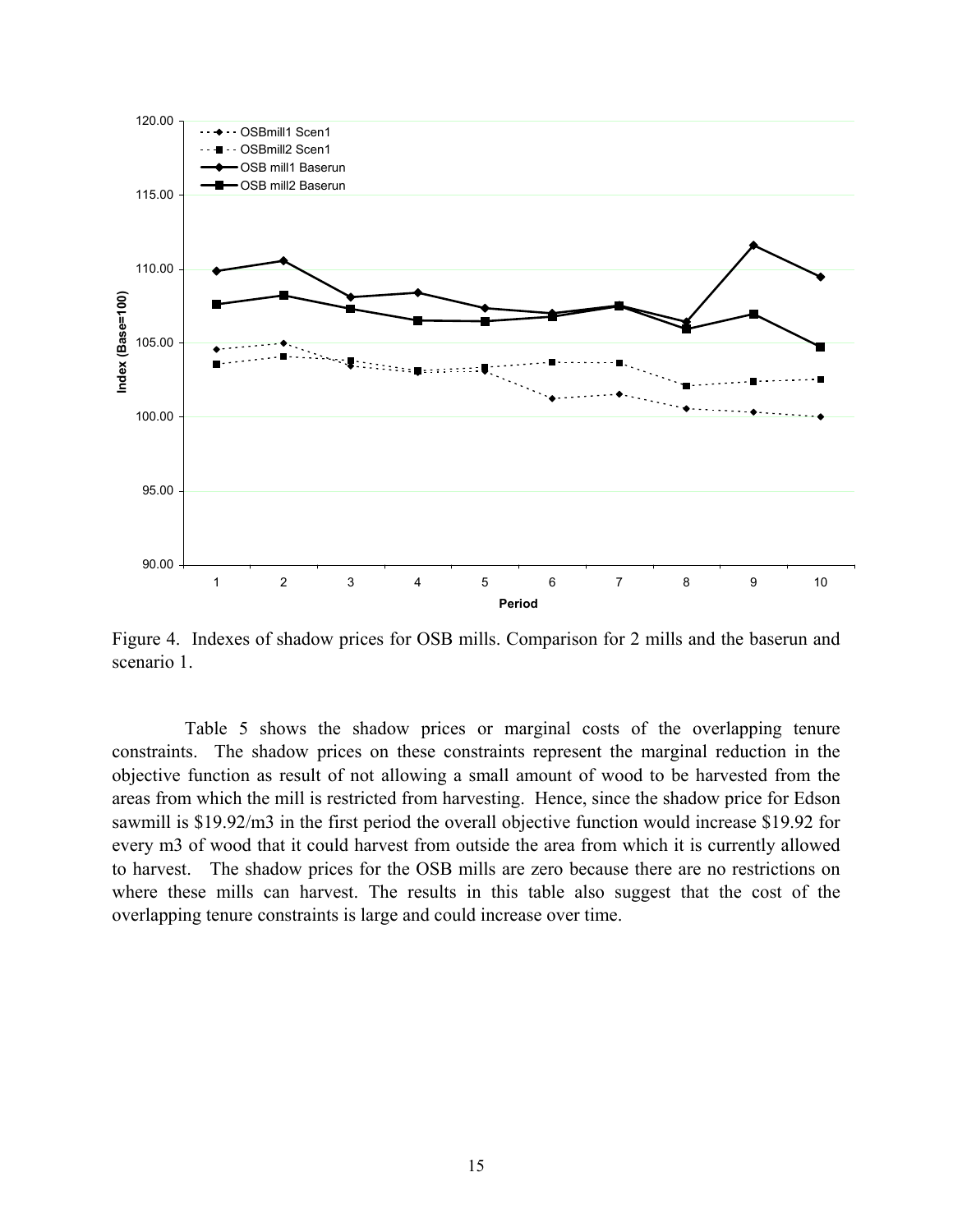Figure 4. Indexes of shadow prices for OSB mills. Comparison for 2 mills and the baserun and scenario 1.

Table 5 shows the shadow prices or marginal costs of the overlapping tenure constraints. The shadow prices on these constraints represent the marginal reduction in the objective function as result of not allowing a small amount of wood to be harvested from the areas from which the mill is restricted from harvesting. Hence, since the shadow price for Edson sawmill is $19.92/m3 in the first period the overall objective function would increase $19.92 for every m3 of wood that it could harvest from outside the area from which it is currently allowed to harvest. The shadow prices for the OSB mills are zero because there are no restrictions on where these mills can harvest. The results in this table also suggest that the cost of the overlapping tenure constraints is large and could increase over time.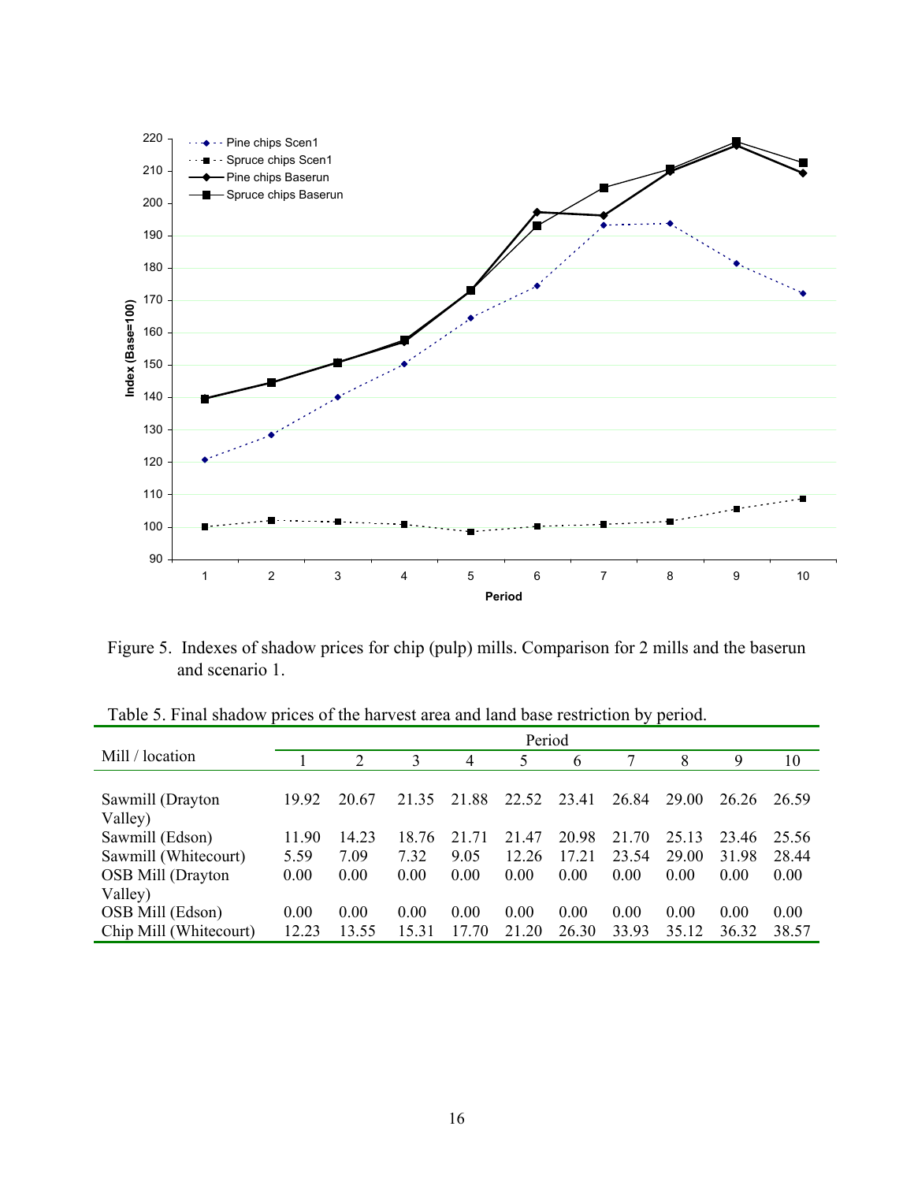Figure 5. Indexes of shadow prices for chip (pulp) mills. Comparison for 2 mills and the baserun and scenario 1.

Table 5. Final shadow prices of the harvest area and land base restriction by period.

| Mill / location | Period | | | | | | | | | |
|---|---|---|---|---|---|---|---|---|---|---|
| | 1 | 2 | 3 | 4 | 5 | 6 | 7 | 8 | 9 | 10 |
| Sawmill (Drayton Valley) | 19.92 | 20.67 | 21.35 | 21.88 | 22.52 | 23.41 | 26.84 | 29.00 | 26.26 | 26.59 |
| Sawmill (Edson) | 11.90 | 14.23 | 18.76 | 21.71 | 21.47 | 20.98 | 21.70 | 25.13 | 23.46 | 25.56 |
| Sawmill (Whitecourt) | 5.59 | 7.09 | 7.32 | 9.05 | 12.26 | 17.21 | 23.54 | 29.00 | 31.98 | 28.44 |
| OSB Mill (Drayton Valley) | 0.00 | 0.00 | 0.00 | 0.00 | 0.00 | 0.00 | 0.00 | 0.00 | 0.00 | 0.00 |
| OSB Mill (Edson) | 0.00 | 0.00 | 0.00 | 0.00 | 0.00 | 0.00 | 0.00 | 0.00 | 0.00 | 0.00 |
| Chip Mill (Whitecourt) | 12.23 | 13.55 | 15.31 | 17.70 | 21.20 | 26.30 | 33.93 | 35.12 | 36.32 | 38.57 |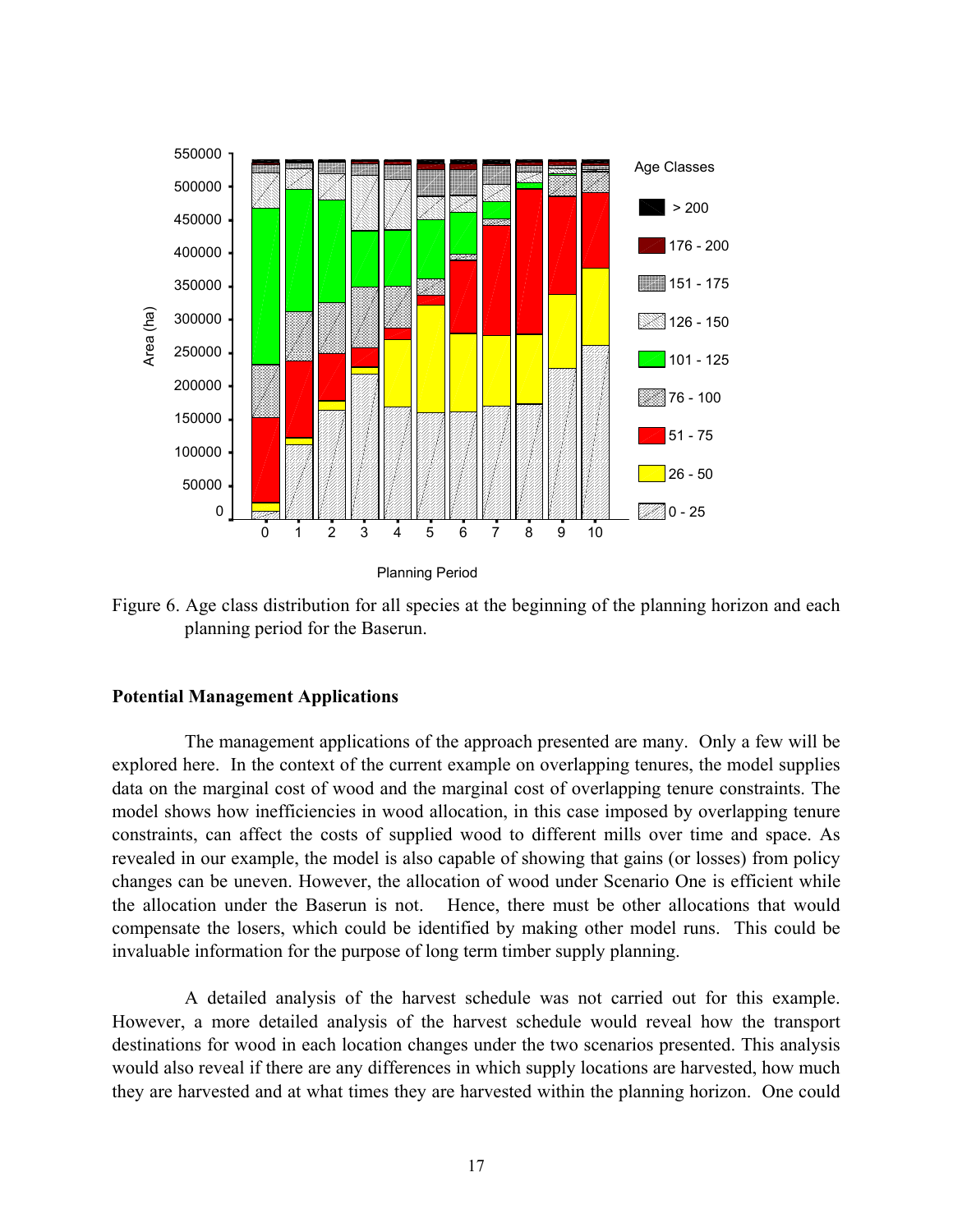Figure 6. Age class distribution for all species at the beginning of the planning horizon and each planning period for the Baserun.

## Potential Management Applications

The management applications of the approach presented are many. Only a few will be explored here. In the context of the current example on overlapping tenures, the model supplies data on the marginal cost of wood and the marginal cost of overlapping tenure constraints. The model shows how inefficiencies in wood allocation, in this case imposed by overlapping tenure constraints, can affect the costs of supplied wood to different mills over time and space. As revealed in our example, the model is also capable of showing that gains (or losses) from policy changes can be uneven. However, the allocation of wood under Scenario One is efficient while the allocation under the Baserun is not. Hence, there must be other allocations that would compensate the losers, which could be identified by making other model runs. This could be invaluable information for the purpose of long term timber supply planning.

A detailed analysis of the harvest schedule was not carried out for this example. However, a more detailed analysis of the harvest schedule would reveal how the transport destinations for wood in each location changes under the two scenarios presented. This analysis would also reveal if there are any differences in which supply locations are harvested, how much they are harvested and at what times they are harvested within the planning horizon. One could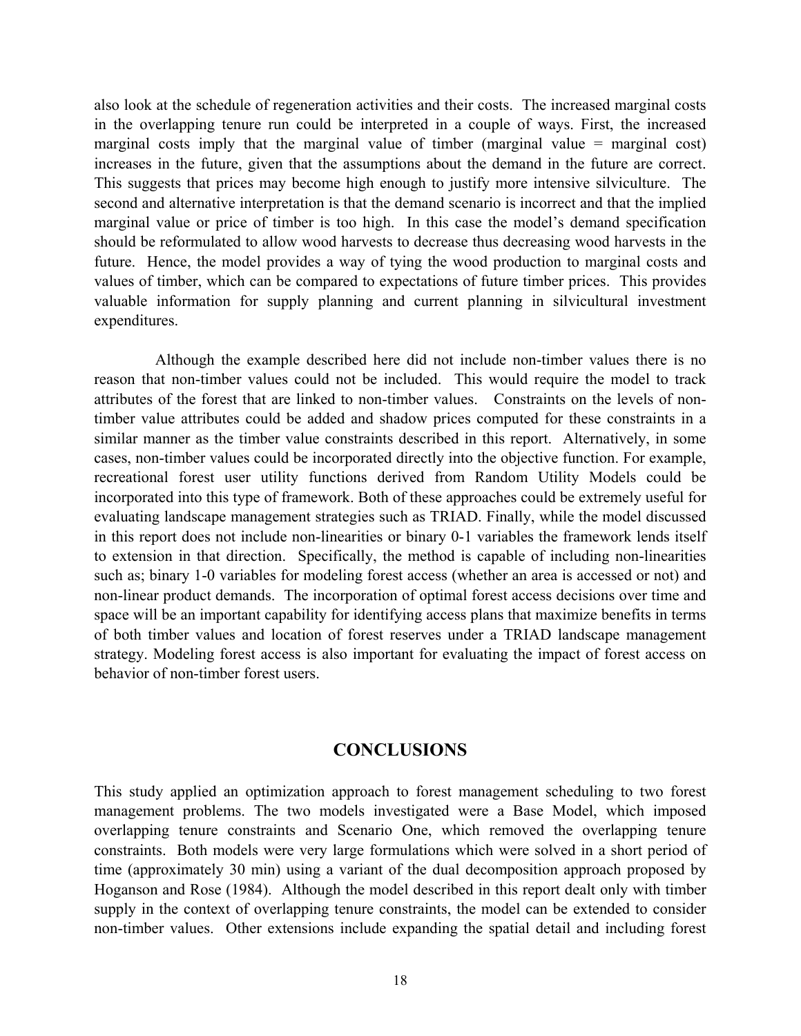also look at the schedule of regeneration activities and their costs. The increased marginal costs in the overlapping tenure run could be interpreted in a couple of ways. First, the increased marginal costs imply that the marginal value of timber (marginal value = marginal cost) increases in the future, given that the assumptions about the demand in the future are correct. This suggests that prices may become high enough to justify more intensive silviculture. The second and alternative interpretation is that the demand scenario is incorrect and that the implied marginal value or price of timber is too high. In this case the model's demand specification should be reformulated to allow wood harvests to decrease thus decreasing wood harvests in the future. Hence, the model provides a way of tying the wood production to marginal costs and values of timber, which can be compared to expectations of future timber prices. This provides valuable information for supply planning and current planning in silvicultural investment expenditures.

Although the example described here did not include non-timber values there is no reason that non-timber values could not be included. This would require the model to track attributes of the forest that are linked to non-timber values. Constraints on the levels of non-timber value attributes could be added and shadow prices computed for these constraints in a similar manner as the timber value constraints described in this report. Alternatively, in some cases, non-timber values could be incorporated directly into the objective function. For example, recreational forest user utility functions derived from Random Utility Models could be incorporated into this type of framework. Both of these approaches could be extremely useful for evaluating landscape management strategies such as TRIAD. Finally, while the model discussed in this report does not include non-linearities or binary 0-1 variables the framework lends itself to extension in that direction. Specifically, the method is capable of including non-linearities such as; binary 1-0 variables for modeling forest access (whether an area is accessed or not) and non-linear product demands. The incorporation of optimal forest access decisions over time and space will be an important capability for identifying access plans that maximize benefits in terms of both timber values and location of forest reserves under a TRIAD landscape management strategy. Modeling forest access is also important for evaluating the impact of forest access on behavior of non-timber forest users.

## CONCLUSIONS

This study applied an optimization approach to forest management scheduling to two forest management problems. The two models investigated were a Base Model, which imposed overlapping tenure constraints and Scenario One, which removed the overlapping tenure constraints. Both models were very large formulations which were solved in a short period of time (approximately 30 min) using a variant of the dual decomposition approach proposed by Hoganson and Rose (1984). Although the model described in this report dealt only with timber supply in the context of overlapping tenure constraints, the model can be extended to consider non-timber values. Other extensions include expanding the spatial detail and including forest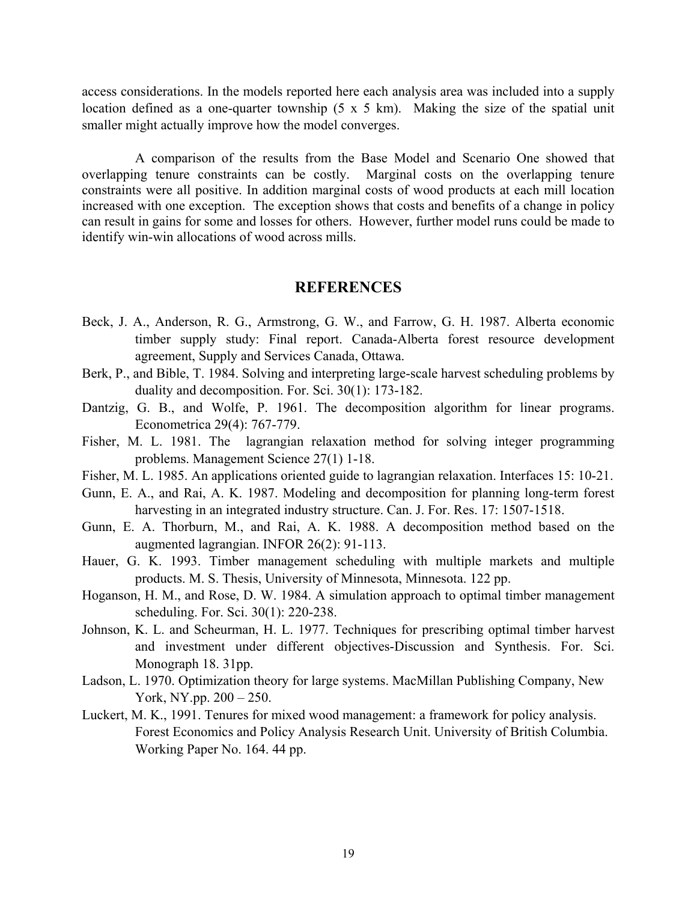access considerations. In the models reported here each analysis area was included into a supply location defined as a one-quarter township (5 x 5 km). Making the size of the spatial unit smaller might actually improve how the model converges.

A comparison of the results from the Base Model and Scenario One showed that overlapping tenure constraints can be costly. Marginal costs on the overlapping tenure constraints were all positive. In addition marginal costs of wood products at each mill location increased with one exception. The exception shows that costs and benefits of a change in policy can result in gains for some and losses for others. However, further model runs could be made to identify win-win allocations of wood across mills.

## REFERENCES

Beck, J. A., Anderson, R. G., Armstrong, G. W., and Farrow, G. H. 1987. Alberta economic timber supply study: Final report. Canada-Alberta forest resource development agreement, Supply and Services Canada, Ottawa.

Berk, P., and Bible, T. 1984. Solving and interpreting large-scale harvest scheduling problems by duality and decomposition. For. Sci. 30(1): 173-182.

Dantzig, G. B., and Wolfe, P. 1961. The decomposition algorithm for linear programs. Econometrica 29(4): 767-779.

Fisher, M. L. 1981. The lagrangian relaxation method for solving integer programming problems. Management Science 27(1) 1-18.

Fisher, M. L. 1985. An applications oriented guide to lagrangian relaxation. Interfaces 15: 10-21.

Gunn, E. A., and Rai, A. K. 1987. Modeling and decomposition for planning long-term forest harvesting in an integrated industry structure. Can. J. For. Res. 17: 1507-1518.

Gunn, E. A. Thorburn, M., and Rai, A. K. 1988. A decomposition method based on the augmented lagrangian. INFOR 26(2): 91-113.

Hauer, G. K. 1993. Timber management scheduling with multiple markets and multiple products. M. S. Thesis, University of Minnesota, Minnesota. 122 pp.

Hoganson, H. M., and Rose, D. W. 1984. A simulation approach to optimal timber management scheduling. For. Sci. 30(1): 220-238.

Johnson, K. L. and Scheurman, H. L. 1977. Techniques for prescribing optimal timber harvest and investment under different objectives-Discussion and Synthesis. For. Sci. Monograph 18. 31pp.

Ladson, L. 1970. Optimization theory for large systems. MacMillan Publishing Company, New York, NY.pp. 200 – 250.

Luckert, M. K., 1991. Tenures for mixed wood management: a framework for policy analysis. Forest Economics and Policy Analysis Research Unit. University of British Columbia. Working Paper No. 164. 44 pp.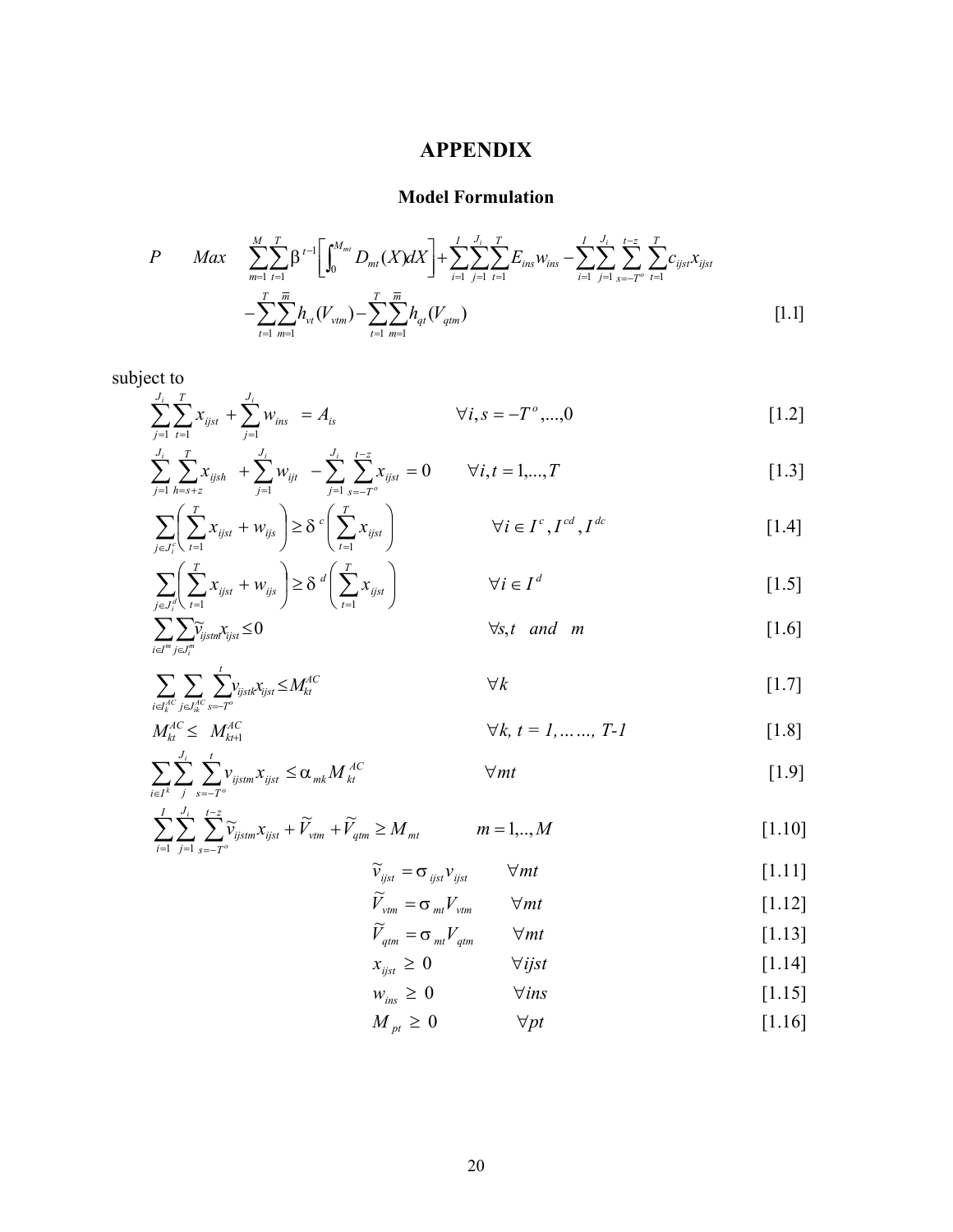# APPENDIX

## Model Formulation

$$P \qquad Max \quad \sum_{m=1}^{M}\sum_{t=1}^{T}\beta^{t-1}\left[\int_0^{M_{mt}} D_{mt}(X)dX\right]+\sum_{i=1}^{I}\sum_{j=1}^{J_i}\sum_{t=1}^{T}E_{ins}w_{ins}-\sum_{i=1}^{I}\sum_{j=1}^{J_i}\sum_{s=-T^o}^{t-z}\sum_{t=1}^{T}c_{ijst}x_{ijst}$$

$$-\sum_{t=1}^{T}\sum_{m=1}^{\overline{m}}h_{vt}(V_{vtm})-\sum_{t=1}^{T}\sum_{m=1}^{\overline{m}}h_{qt}(V_{qtm}) \qquad [1.1]$$

subject to

$$\sum_{j=1}^{J_i}\sum_{t=1}^{T}x_{ijst}+\sum_{j=1}^{J_i}w_{ins} = A_{is} \qquad \forall i, s=-T^o,...,0 \qquad [1.2]$$

$$\sum_{j=1}^{J_i}\sum_{h=s+z}^{T}x_{ijsh}+\sum_{j=1}^{J_i}w_{ijt}-\sum_{j=1}^{J_i}\sum_{s=-T^o}^{t-z}x_{ijst}=0 \qquad \forall i, t=1,...,T \qquad [1.3]$$

$$\sum_{j\in J_i^c}\left(\sum_{t=1}^{T}x_{ijst}+w_{ijs}\right)\geq \delta^c\left(\sum_{t=1}^{T}x_{ijst}\right) \qquad \forall i\in I^c, I^{cd}, I^{dc} \qquad [1.4]$$

$$\sum_{j\in J_i^d}\left(\sum_{t=1}^{T}x_{ijst}+w_{ijs}\right)\geq \delta^d\left(\sum_{t=1}^{T}x_{ijst}\right) \qquad \forall i\in I^d \qquad [1.5]$$

$$\sum_{i\in I^m}\sum_{j\in J_i^m}\tilde{v}_{ijstm}x_{ijst}\leq 0 \qquad \forall s,t \quad and \quad m \qquad [1.6]$$

$$\sum_{i\in I_k^{AC}}\sum_{j\in J_{ik}^{AC}}\sum_{s=-T^o}^{t}v_{ijstk}x_{ijst}\leq M_{kt}^{AC} \qquad \forall k \qquad [1.7]$$

$$M_{kt}^{AC}\leq M_{kt+1}^{AC} \qquad \forall k,\ t=1,\ldots,T-1 \qquad [1.8]$$

$$\sum_{i\in I^k}\sum_{j}^{J_i}\sum_{s=-T^o}^{t}v_{ijstm}x_{ijst}\leq \alpha_{mk}M_{kt}^{AC} \qquad \forall mt \qquad [1.9]$$

$$\sum_{i=1}^{I}\sum_{j=1}^{J_i}\sum_{s=-T^o}^{t-z}\tilde{v}_{ijstm}x_{ijst}+\tilde{V}_{vtm}+\tilde{V}_{qtm}\geq M_{mt} \qquad m=1,..,M \qquad [1.10]$$

$$\tilde{v}_{ijst}=\sigma_{ijst}v_{ijst} \qquad \forall mt \qquad [1.11]$$

$$\tilde{V}_{vtm}=\sigma_{mt}V_{vtm} \qquad \forall mt \qquad [1.12]$$

$$\tilde{V}_{qtm}=\sigma_{mt}V_{qtm} \qquad \forall mt \qquad [1.13]$$

$$x_{ijst}\geq 0 \qquad \forall ijst \qquad [1.14]$$

$$w_{ins}\geq 0 \qquad \forall ins \qquad [1.15]$$

$$M_{pt}\geq 0 \qquad \forall pt \qquad [1.16]$$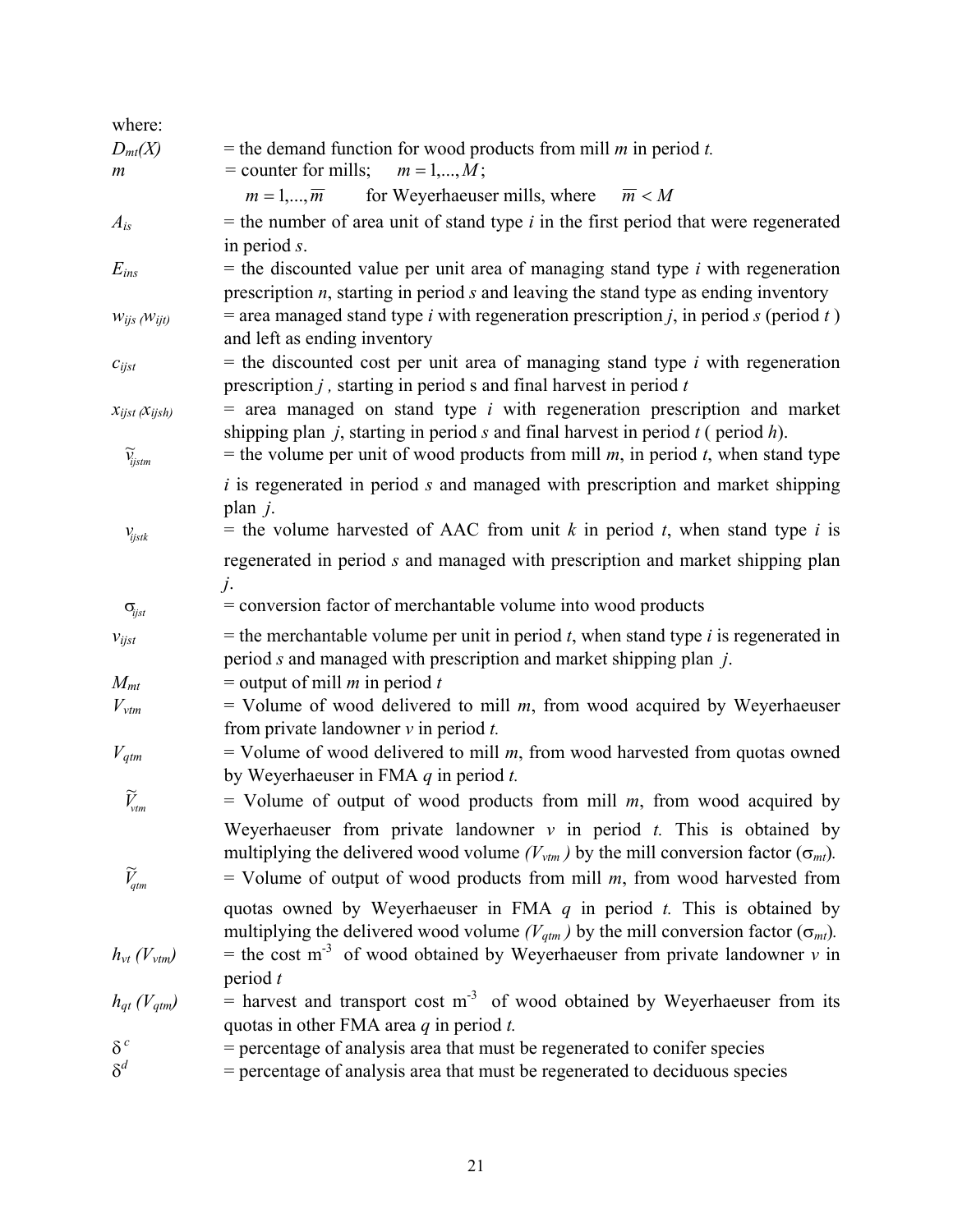where:

$D_{mt}(X)$ = the demand function for wood products from mill $m$ in period $t$.

$m$ = counter for mills; $m = 1,...,M$;

$m = 1,...,\overline{m}$ for Weyerhaeuser mills, where $\overline{m} < M$

$A_{is}$ = the number of area unit of stand type $i$ in the first period that were regenerated in period $s$.

$E_{ins}$ = the discounted value per unit area of managing stand type $i$ with regeneration prescription $n$, starting in period $s$ and leaving the stand type as ending inventory

$w_{ijs}$ ($w_{ijt}$) = area managed stand type $i$ with regeneration prescription $j$, in period $s$ (period $t$) and left as ending inventory

$c_{ijst}$ = the discounted cost per unit area of managing stand type $i$ with regeneration prescription $j$, starting in period s and final harvest in period $t$

$x_{ijst}$ ($x_{ijsh}$) = area managed on stand type $i$ with regeneration prescription and market shipping plan $j$, starting in period $s$ and final harvest in period $t$ ( period $h$).

$\widetilde{v}_{ijstm}$ = the volume per unit of wood products from mill $m$, in period $t$, when stand type $i$ is regenerated in period $s$ and managed with prescription and market shipping plan $j$.

$v_{ijstk}$ = the volume harvested of AAC from unit $k$ in period $t$, when stand type $i$ is regenerated in period $s$ and managed with prescription and market shipping plan $j$.

$\sigma_{ijst}$ = conversion factor of merchantable volume into wood products

$v_{ijst}$ = the merchantable volume per unit in period $t$, when stand type $i$ is regenerated in period $s$ and managed with prescription and market shipping plan $j$.

$M_{mt}$ = output of mill $m$ in period $t$

$V_{vtm}$ = Volume of wood delivered to mill $m$, from wood acquired by Weyerhaeuser from private landowner $v$ in period $t$.

$V_{qtm}$ = Volume of wood delivered to mill $m$, from wood harvested from quotas owned by Weyerhaeuser in FMA $q$ in period $t$.

$\widetilde{V}_{vtm}$ = Volume of output of wood products from mill $m$, from wood acquired by Weyerhaeuser from private landowner $v$ in period $t$. This is obtained by multiplying the delivered wood volume ($V_{vtm}$) by the mill conversion factor ($\sigma_{mt}$).

$\widetilde{V}_{qtm}$ = Volume of output of wood products from mill $m$, from wood harvested from quotas owned by Weyerhaeuser in FMA $q$ in period $t$. This is obtained by multiplying the delivered wood volume ($V_{qtm}$) by the mill conversion factor ($\sigma_{mt}$).

$h_{vt}$ ($V_{vtm}$) = the cost $m^{-3}$ of wood obtained by Weyerhaeuser from private landowner $v$ in period $t$

$h_{qt}$ ($V_{qtm}$) = harvest and transport cost $m^{-3}$ of wood obtained by Weyerhaeuser from its quotas in other FMA area $q$ in period $t$.

$\delta^{c}$ = percentage of analysis area that must be regenerated to conifer species

$\delta^{d}$ = percentage of analysis area that must be regenerated to deciduous species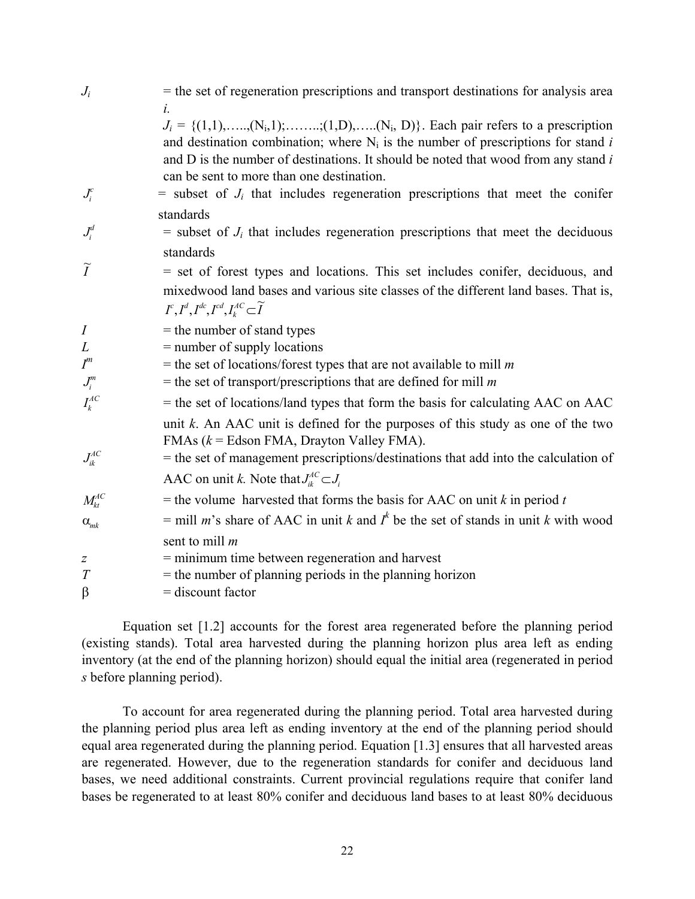$J_i$ = the set of regeneration prescriptions and transport destinations for analysis area $i$.

$J_i$ = {(1,1),…..,($N_i$,1);……..;(1,D),…..($N_i$, D)}. Each pair refers to a prescription and destination combination; where $N_i$ is the number of prescriptions for stand $i$ and D is the number of destinations. It should be noted that wood from any stand $i$ can be sent to more than one destination.

$J_i^c$ = subset of $J_i$ that includes regeneration prescriptions that meet the conifer standards

$J_i^d$ = subset of $J_i$ that includes regeneration prescriptions that meet the deciduous standards

$\widetilde{I}$ = set of forest types and locations. This set includes conifer, deciduous, and mixedwood land bases and various site classes of the different land bases. That is, $I^c, I^d, I^{dc}, I^{cd}, I_k^{AC} \subset \widetilde{I}$

$I$ = the number of stand types

$L$ = number of supply locations

$I^m$ = the set of locations/forest types that are not available to mill $m$

$J_i^m$ = the set of transport/prescriptions that are defined for mill $m$

$I_k^{AC}$ = the set of locations/land types that form the basis for calculating AAC on AAC unit $k$. An AAC unit is defined for the purposes of this study as one of the two FMAs ($k$ = Edson FMA, Drayton Valley FMA).

$J_{ik}^{AC}$ = the set of management prescriptions/destinations that add into the calculation of AAC on unit $k$. Note that $J_{ik}^{AC} \subset J_i$

$M_{kt}^{AC}$ = the volume harvested that forms the basis for AAC on unit $k$ in period $t$

$\alpha_{mk}$ = mill $m$'s share of AAC in unit $k$ and $I^k$ be the set of stands in unit $k$ with wood sent to mill $m$

$z$ = minimum time between regeneration and harvest

$T$ = the number of planning periods in the planning horizon

$\beta$ = discount factor

Equation set [1.2] accounts for the forest area regenerated before the planning period (existing stands). Total area harvested during the planning horizon plus area left as ending inventory (at the end of the planning horizon) should equal the initial area (regenerated in period $s$ before planning period).

To account for area regenerated during the planning period. Total area harvested during the planning period plus area left as ending inventory at the end of the planning period should equal area regenerated during the planning period. Equation [1.3] ensures that all harvested areas are regenerated. However, due to the regeneration standards for conifer and deciduous land bases, we need additional constraints. Current provincial regulations require that conifer land bases be regenerated to at least 80% conifer and deciduous land bases to at least 80% deciduous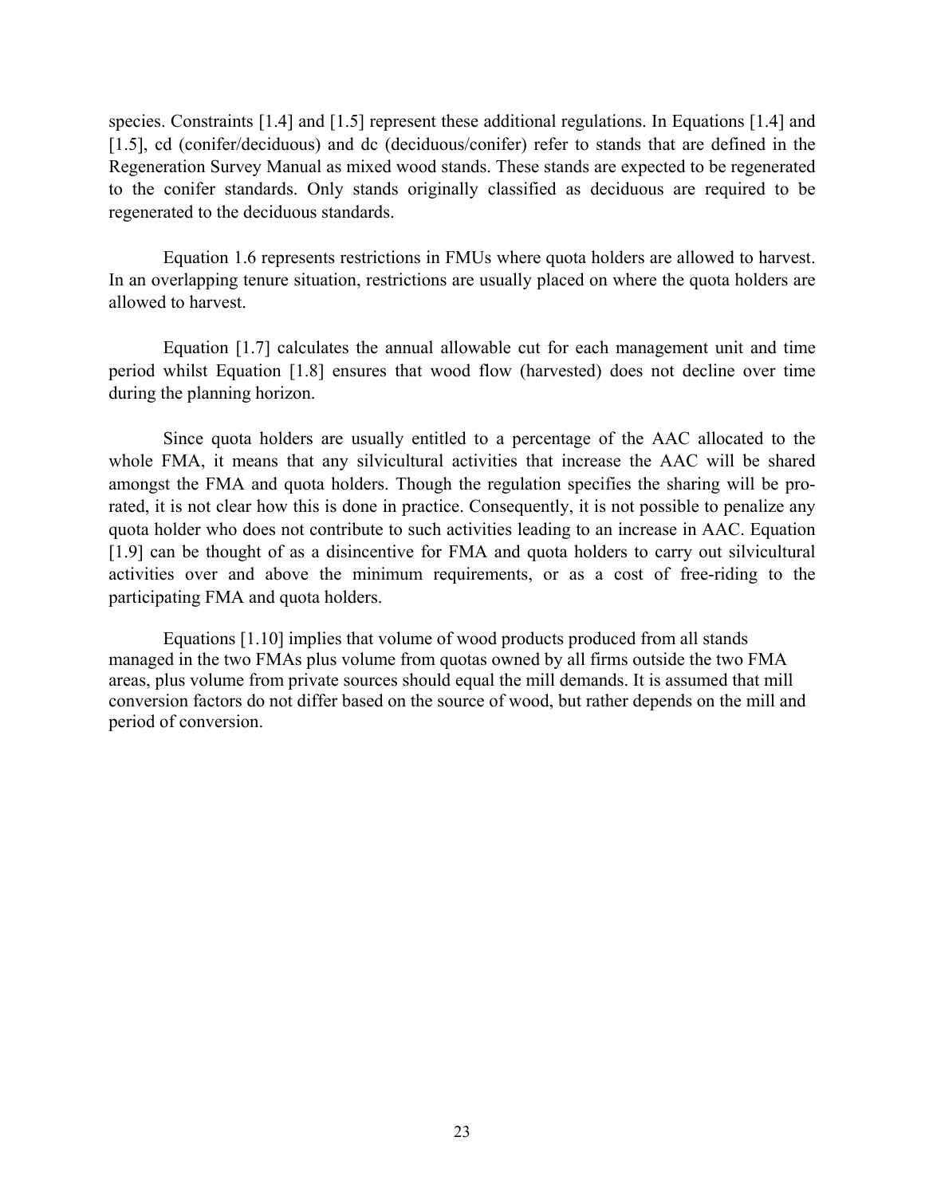species. Constraints [1.4] and [1.5] represent these additional regulations. In Equations [1.4] and [1.5], cd (conifer/deciduous) and dc (deciduous/conifer) refer to stands that are defined in the Regeneration Survey Manual as mixed wood stands. These stands are expected to be regenerated to the conifer standards. Only stands originally classified as deciduous are required to be regenerated to the deciduous standards.

Equation 1.6 represents restrictions in FMUs where quota holders are allowed to harvest. In an overlapping tenure situation, restrictions are usually placed on where the quota holders are allowed to harvest.

Equation [1.7] calculates the annual allowable cut for each management unit and time period whilst Equation [1.8] ensures that wood flow (harvested) does not decline over time during the planning horizon.

Since quota holders are usually entitled to a percentage of the AAC allocated to the whole FMA, it means that any silvicultural activities that increase the AAC will be shared amongst the FMA and quota holders. Though the regulation specifies the sharing will be pro-rated, it is not clear how this is done in practice. Consequently, it is not possible to penalize any quota holder who does not contribute to such activities leading to an increase in AAC. Equation [1.9] can be thought of as a disincentive for FMA and quota holders to carry out silvicultural activities over and above the minimum requirements, or as a cost of free-riding to the participating FMA and quota holders.

Equations [1.10] implies that volume of wood products produced from all stands managed in the two FMAs plus volume from quotas owned by all firms outside the two FMA areas, plus volume from private sources should equal the mill demands. It is assumed that mill conversion factors do not differ based on the source of wood, but rather depends on the mill and period of conversion.